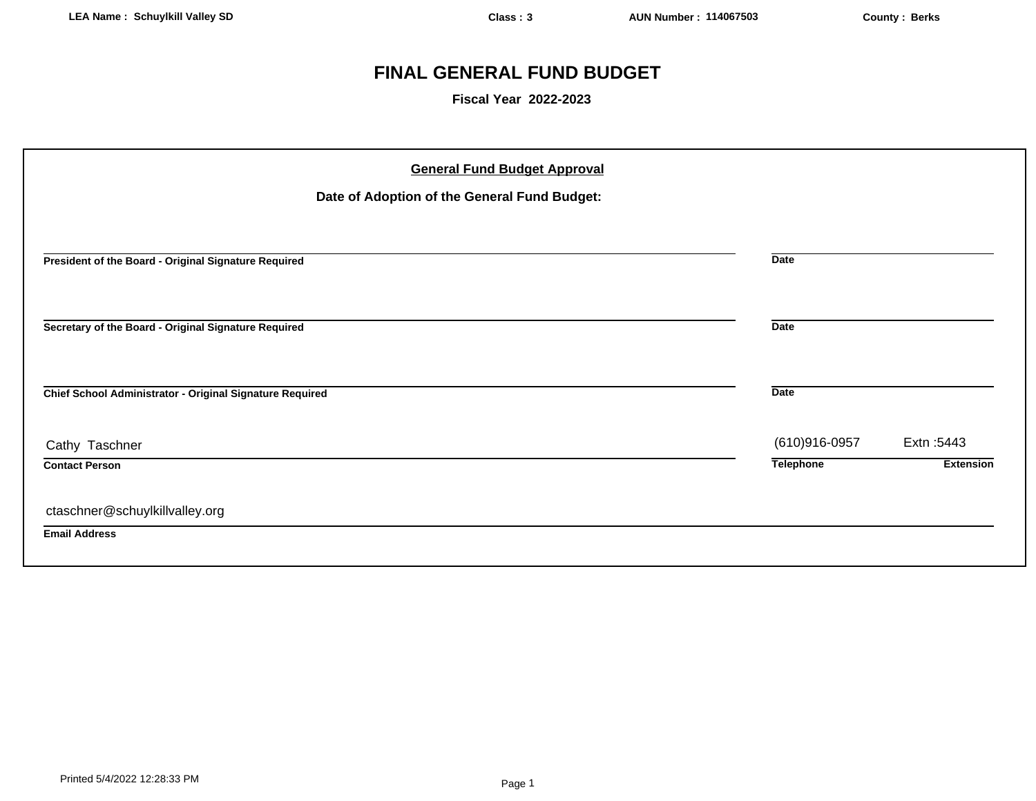LEA Name : Schuylkill Valley SD | Class : 3 | AUN Number : 114067503 | County : Berks

# FINAL GENERAL FUND BUDGET

**Fiscal Year 2022-2023**

## General Fund Budget Approval

**Date of Adoption of the General Fund Budget:**

| | |
|---|---|
| **President of the Board - Original Signature Required** | **Date** |
| **Secretary of the Board - Original Signature Required** | **Date** |
| **Chief School Administrator - Original Signature Required** | **Date** |

| Contact Person | Telephone | Extension |
|---|---|---|
| Cathy Taschner | (610)916-0957 | Extn :5443 |

**Email Address:** ctaschner@schuylkillvalley.org

Printed 5/4/2022 12:28:33 PM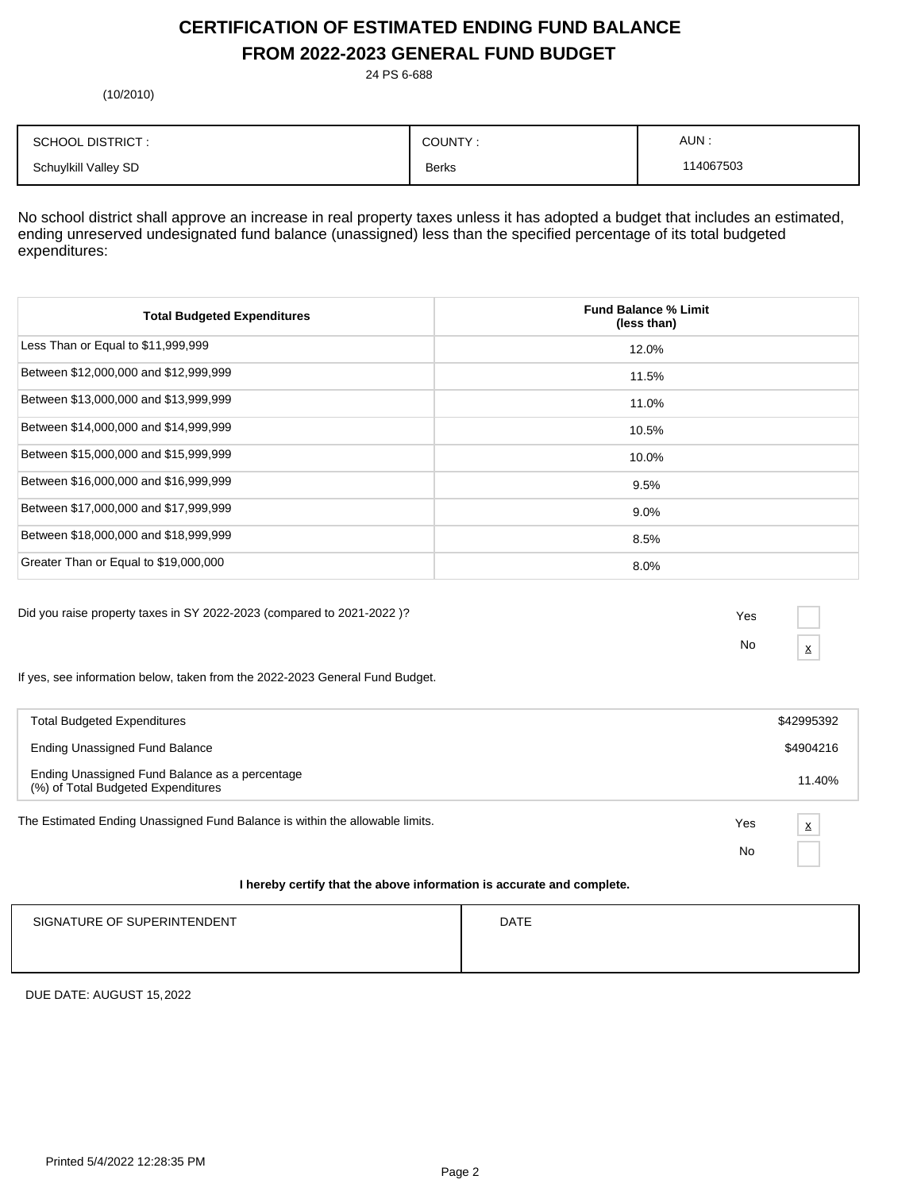# CERTIFICATION OF ESTIMATED ENDING FUND BALANCE FROM 2022-2023 GENERAL FUND BUDGET

24 PS 6-688

(10/2010)

| SCHOOL DISTRICT : | COUNTY : | AUN : |
|---|---|---|
| Schuylkill Valley SD | Berks | 114067503 |

No school district shall approve an increase in real property taxes unless it has adopted a budget that includes an estimated, ending unreserved undesignated fund balance (unassigned) less than the specified percentage of its total budgeted expenditures:

| Total Budgeted Expenditures | Fund Balance % Limit (less than) |
|---|---|
| Less Than or Equal to $11,999,999 | 12.0% |
| Between $12,000,000 and $12,999,999 | 11.5% |
| Between $13,000,000 and $13,999,999 | 11.0% |
| Between $14,000,000 and $14,999,999 | 10.5% |
| Between $15,000,000 and $15,999,999 | 10.0% |
| Between $16,000,000 and $16,999,999 | 9.5% |
| Between $17,000,000 and $17,999,999 | 9.0% |
| Between $18,000,000 and $18,999,999 | 8.5% |
| Greater Than or Equal to $19,000,000 | 8.0% |

Did you raise property taxes in SY 2022-2023 (compared to 2021-2022 )?

Yes [ ]

No [x]

If yes, see information below, taken from the 2022-2023 General Fund Budget.

| | |
|---|---|
| Total Budgeted Expenditures | $42995392 |
| Ending Unassigned Fund Balance | $4904216 |
| Ending Unassigned Fund Balance as a percentage (%) of Total Budgeted Expenditures | 11.40% |

The Estimated Ending Unassigned Fund Balance is within the allowable limits.

Yes [x]

No [ ]

**I hereby certify that the above information is accurate and complete.**

| SIGNATURE OF SUPERINTENDENT | DATE |
|---|---|
| | |

DUE DATE: AUGUST 15, 2022

Printed 5/4/2022 12:28:35 PM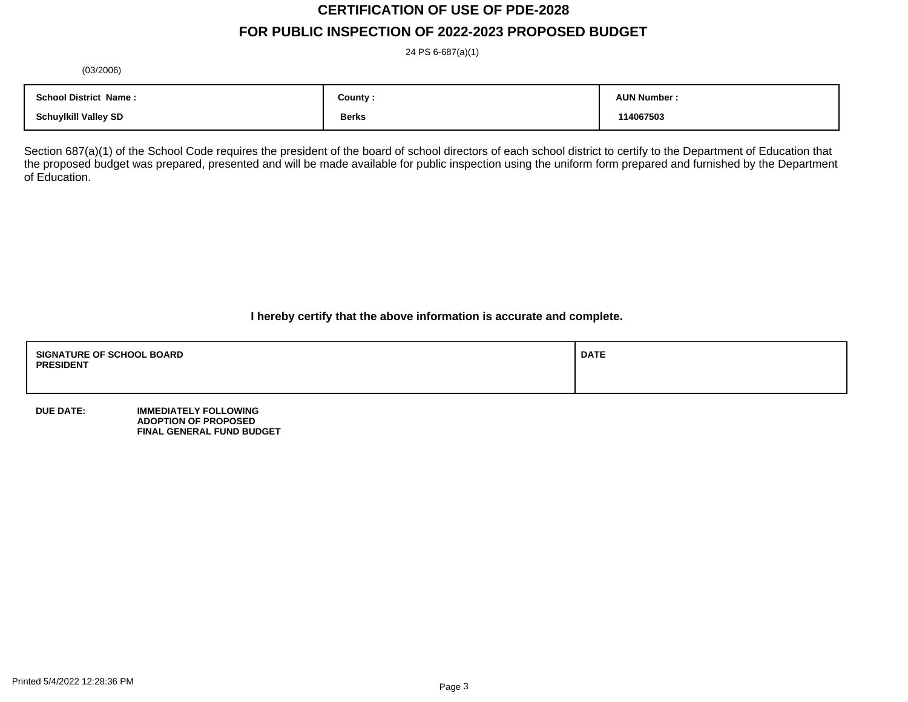# CERTIFICATION OF USE OF PDE-2028

## FOR PUBLIC INSPECTION OF 2022-2023 PROPOSED BUDGET

24 PS 6-687(a)(1)

(03/2006)

| School District Name : | County : | AUN Number : |
|---|---|---|
| Schuylkill Valley SD | Berks | 114067503 |

Section 687(a)(1) of the School Code requires the president of the board of school directors of each school district to certify to the Department of Education that the proposed budget was prepared, presented and will be made available for public inspection using the uniform form prepared and furnished by the Department of Education.

**I hereby certify that the above information is accurate and complete.**

| SIGNATURE OF SCHOOL BOARD PRESIDENT | DATE |
|---|---|
| | |

**DUE DATE:** **IMMEDIATELY FOLLOWING ADOPTION OF PROPOSED FINAL GENERAL FUND BUDGET**

Printed 5/4/2022 12:28:36 PM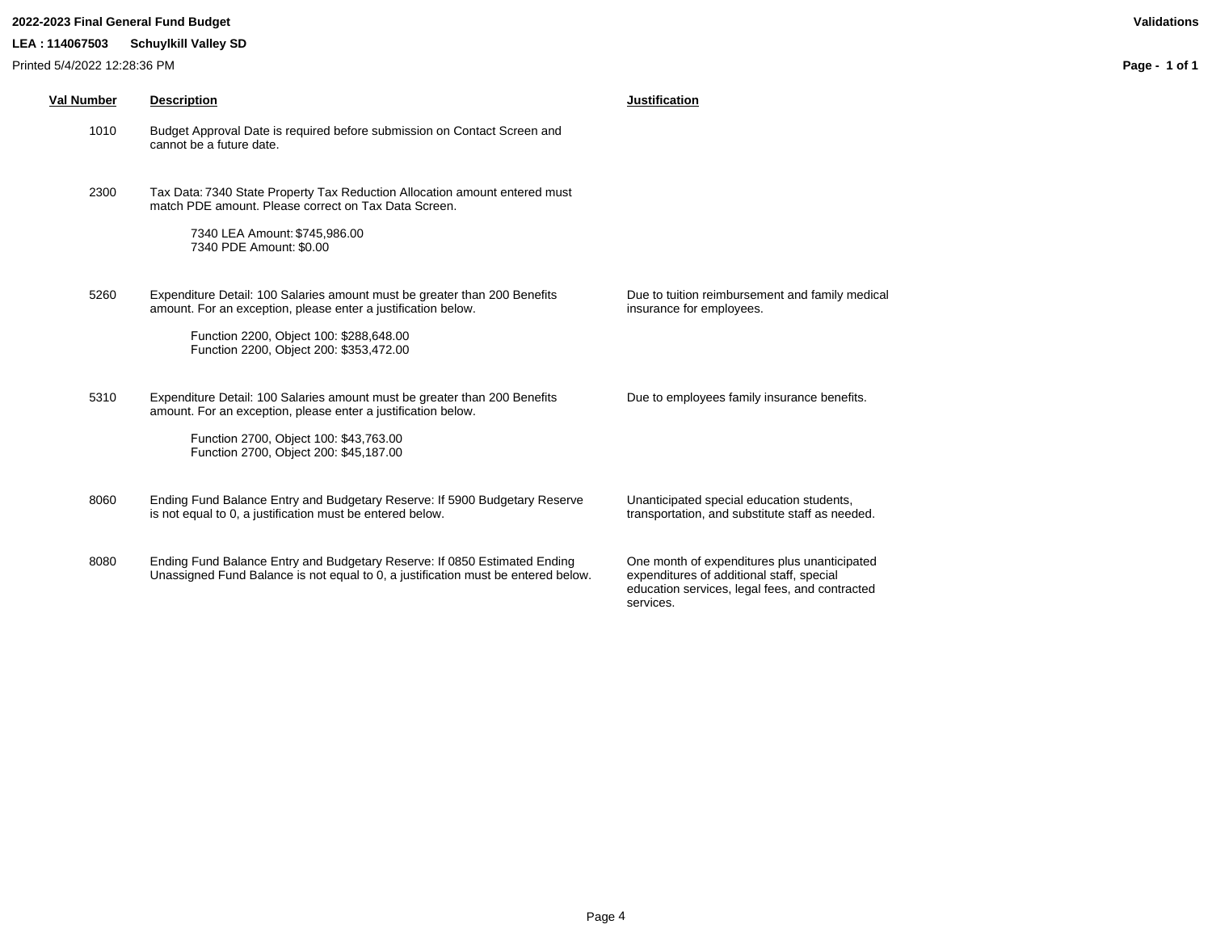**2022-2023 Final General Fund Budget** **Validations**

**LEA : 114067503 Schuylkill Valley SD**

Printed 5/4/2022 12:28:36 PM

| Val Number | Description | Justification |
|---|---|---|
| 1010 | Budget Approval Date is required before submission on Contact Screen and cannot be a future date. | |
| 2300 | Tax Data: 7340 State Property Tax Reduction Allocation amount entered must match PDE amount. Please correct on Tax Data Screen.<br><br>7340 LEA Amount: $745,986.00<br>7340 PDE Amount: $0.00 | |
| 5260 | Expenditure Detail: 100 Salaries amount must be greater than 200 Benefits amount. For an exception, please enter a justification below.<br><br>Function 2200, Object 100: $288,648.00<br>Function 2200, Object 200: $353,472.00 | Due to tuition reimbursement and family medical insurance for employees. |
| 5310 | Expenditure Detail: 100 Salaries amount must be greater than 200 Benefits amount. For an exception, please enter a justification below.<br><br>Function 2700, Object 100: $43,763.00<br>Function 2700, Object 200: $45,187.00 | Due to employees family insurance benefits. |
| 8060 | Ending Fund Balance Entry and Budgetary Reserve: If 5900 Budgetary Reserve is not equal to 0, a justification must be entered below. | Unanticipated special education students, transportation, and substitute staff as needed. |
| 8080 | Ending Fund Balance Entry and Budgetary Reserve: If 0850 Estimated Ending Unassigned Fund Balance is not equal to 0, a justification must be entered below. | One month of expenditures plus unanticipated expenditures of additional staff, special education services, legal fees, and contracted services. |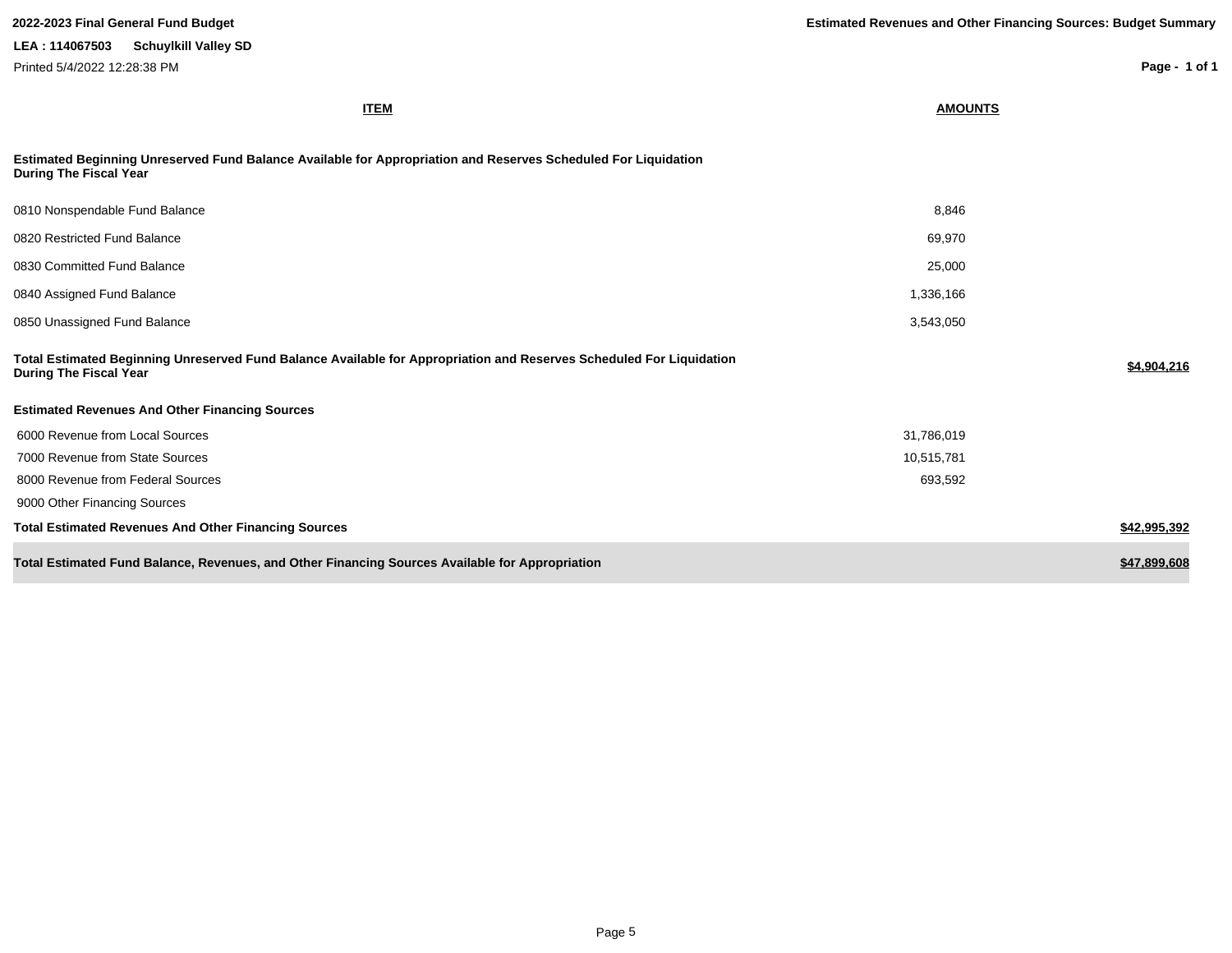**2022-2023 Final General Fund Budget**

**Estimated Revenues and Other Financing Sources: Budget Summary**

**LEA : 114067503 Schuylkill Valley SD**

Printed 5/4/2022 12:28:38 PM

| ITEM | AMOUNTS | |
|---|---|---|
| **Estimated Beginning Unreserved Fund Balance Available for Appropriation and Reserves Scheduled For Liquidation During The Fiscal Year** | | |
| 0810 Nonspendable Fund Balance | 8,846 | |
| 0820 Restricted Fund Balance | 69,970 | |
| 0830 Committed Fund Balance | 25,000 | |
| 0840 Assigned Fund Balance | 1,336,166 | |
| 0850 Unassigned Fund Balance | 3,543,050 | |
| **Total Estimated Beginning Unreserved Fund Balance Available for Appropriation and Reserves Scheduled For Liquidation During The Fiscal Year** | | **$4,904,216** |
| **Estimated Revenues And Other Financing Sources** | | |
| 6000 Revenue from Local Sources | 31,786,019 | |
| 7000 Revenue from State Sources | 10,515,781 | |
| 8000 Revenue from Federal Sources | 693,592 | |
| 9000 Other Financing Sources | | |
| **Total Estimated Revenues And Other Financing Sources** | | **$42,995,392** |
| **Total Estimated Fund Balance, Revenues, and Other Financing Sources Available for Appropriation** | | **$47,899,608** |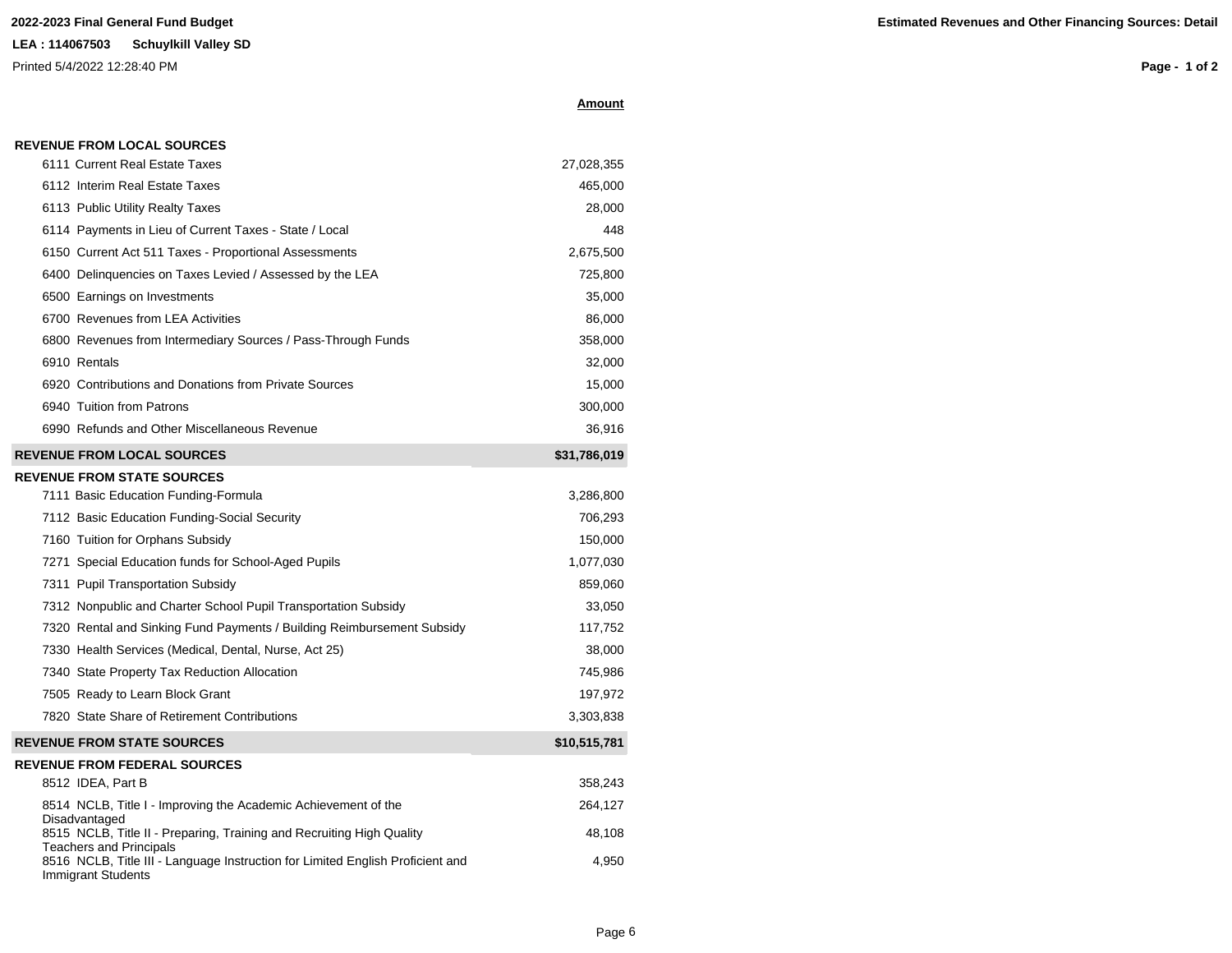**2022-2023 Final General Fund Budget**

**LEA : 114067503 Schuylkill Valley SD**

Printed 5/4/2022 12:28:40 PM

**Estimated Revenues and Other Financing Sources: Detail**

| | **Amount** |
|---|---|
| **REVENUE FROM LOCAL SOURCES** | |
| 6111 Current Real Estate Taxes | 27,028,355 |
| 6112 Interim Real Estate Taxes | 465,000 |
| 6113 Public Utility Realty Taxes | 28,000 |
| 6114 Payments in Lieu of Current Taxes - State / Local | 448 |
| 6150 Current Act 511 Taxes - Proportional Assessments | 2,675,500 |
| 6400 Delinquencies on Taxes Levied / Assessed by the LEA | 725,800 |
| 6500 Earnings on Investments | 35,000 |
| 6700 Revenues from LEA Activities | 86,000 |
| 6800 Revenues from Intermediary Sources / Pass-Through Funds | 358,000 |
| 6910 Rentals | 32,000 |
| 6920 Contributions and Donations from Private Sources | 15,000 |
| 6940 Tuition from Patrons | 300,000 |
| 6990 Refunds and Other Miscellaneous Revenue | 36,916 |
| **REVENUE FROM LOCAL SOURCES** | **$31,786,019** |
| **REVENUE FROM STATE SOURCES** | |
| 7111 Basic Education Funding-Formula | 3,286,800 |
| 7112 Basic Education Funding-Social Security | 706,293 |
| 7160 Tuition for Orphans Subsidy | 150,000 |
| 7271 Special Education funds for School-Aged Pupils | 1,077,030 |
| 7311 Pupil Transportation Subsidy | 859,060 |
| 7312 Nonpublic and Charter School Pupil Transportation Subsidy | 33,050 |
| 7320 Rental and Sinking Fund Payments / Building Reimbursement Subsidy | 117,752 |
| 7330 Health Services (Medical, Dental, Nurse, Act 25) | 38,000 |
| 7340 State Property Tax Reduction Allocation | 745,986 |
| 7505 Ready to Learn Block Grant | 197,972 |
| 7820 State Share of Retirement Contributions | 3,303,838 |
| **REVENUE FROM STATE SOURCES** | **$10,515,781** |
| **REVENUE FROM FEDERAL SOURCES** | |
| 8512 IDEA, Part B | 358,243 |
| 8514 NCLB, Title I - Improving the Academic Achievement of the Disadvantaged | 264,127 |
| 8515 NCLB, Title II - Preparing, Training and Recruiting High Quality Teachers and Principals | 48,108 |
| 8516 NCLB, Title III - Language Instruction for Limited English Proficient and Immigrant Students | 4,950 |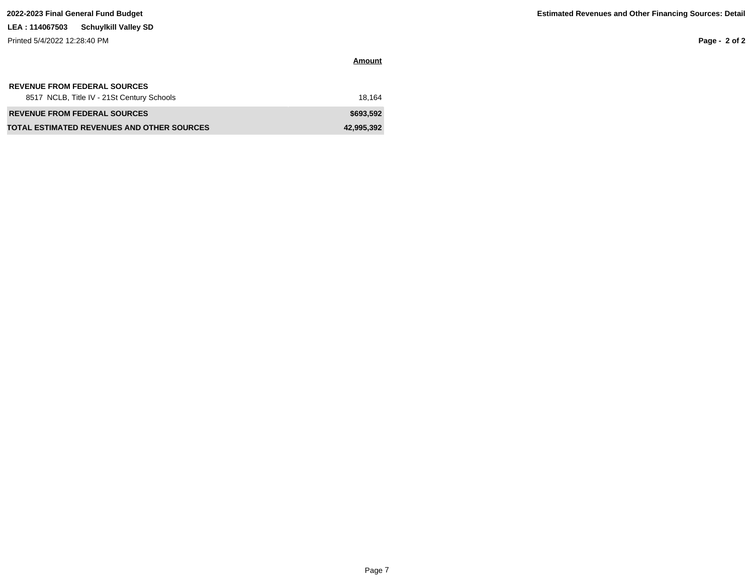| | Amount |
|---|---|
| **REVENUE FROM FEDERAL SOURCES** | |
| 8517 NCLB, Title IV - 21St Century Schools | 18,164 |
| **REVENUE FROM FEDERAL SOURCES** | **$693,592** |
| **TOTAL ESTIMATED REVENUES AND OTHER SOURCES** | **42,995,392** |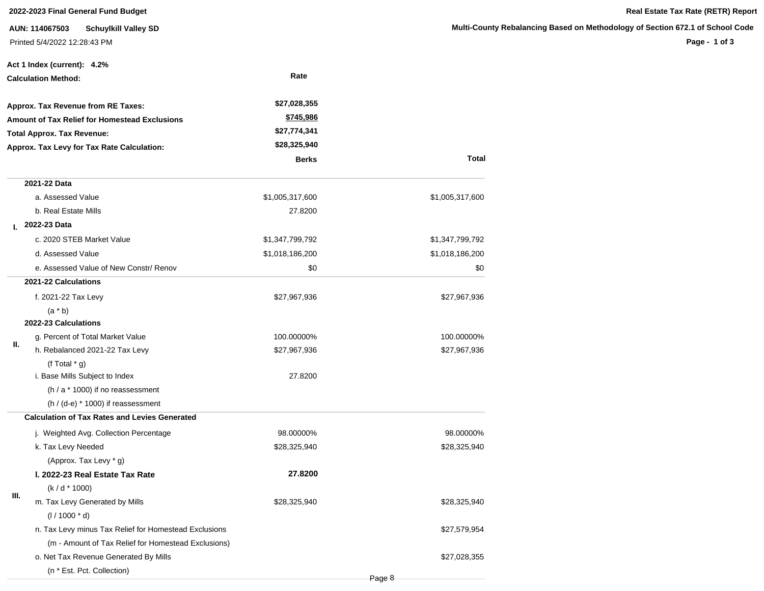**2022-2023 Final General Fund Budget**

**Real Estate Tax Rate (RETR) Report**

**AUN: 114067503 Schuylkill Valley SD**

**Multi-County Rebalancing Based on Methodology of Section 672.1 of School Code**

Printed 5/4/2022 12:28:43 PM

**Act 1 Index (current): 4.2%**

| **Calculation Method:** | **Rate** |
|---|---|
| **Approx. Tax Revenue from RE Taxes:** | $27,028,355 |
| **Amount of Tax Relief for Homestead Exclusions** | $745,986 |
| **Total Approx. Tax Revenue:** | $27,774,341 |
| **Approx. Tax Levy for Tax Rate Calculation:** | $28,325,940 |

| | | **Berks** | **Total** |
|---|---|---|---|
| **I.** | **2021-22 Data** | | |
| | a. Assessed Value | $1,005,317,600 | $1,005,317,600 |
| | b. Real Estate Mills | 27.8200 | |
| | **2022-23 Data** | | |
| | c. 2020 STEB Market Value | $1,347,799,792 | $1,347,799,792 |
| | d. Assessed Value | $1,018,186,200 | $1,018,186,200 |
| | e. Assessed Value of New Constr/ Renov | $0 | $0 |
| **II.** | **2021-22 Calculations** | | |
| | f. 2021-22 Tax Levy (a * b) | $27,967,936 | $27,967,936 |
| | **2022-23 Calculations** | | |
| | g. Percent of Total Market Value | 100.00000% | 100.00000% |
| | h. Rebalanced 2021-22 Tax Levy (f Total * g) | $27,967,936 | $27,967,936 |
| | i. Base Mills Subject to Index (h / a * 1000) if no reassessment (h / (d-e) * 1000) if reassessment | 27.8200 | |
| **III.** | **Calculation of Tax Rates and Levies Generated** | | |
| | j. Weighted Avg. Collection Percentage | 98.00000% | 98.00000% |
| | k. Tax Levy Needed (Approx. Tax Levy * g) | $28,325,940 | $28,325,940 |
| | **l. 2022-23 Real Estate Tax Rate** (k / d * 1000) | **27.8200** | |
| | m. Tax Levy Generated by Mills (l / 1000 * d) | $28,325,940 | $28,325,940 |
| | n. Tax Levy minus Tax Relief for Homestead Exclusions (m - Amount of Tax Relief for Homestead Exclusions) | | $27,579,954 |
| | o. Net Tax Revenue Generated By Mills (n * Est. Pct. Collection) | | $27,028,355 |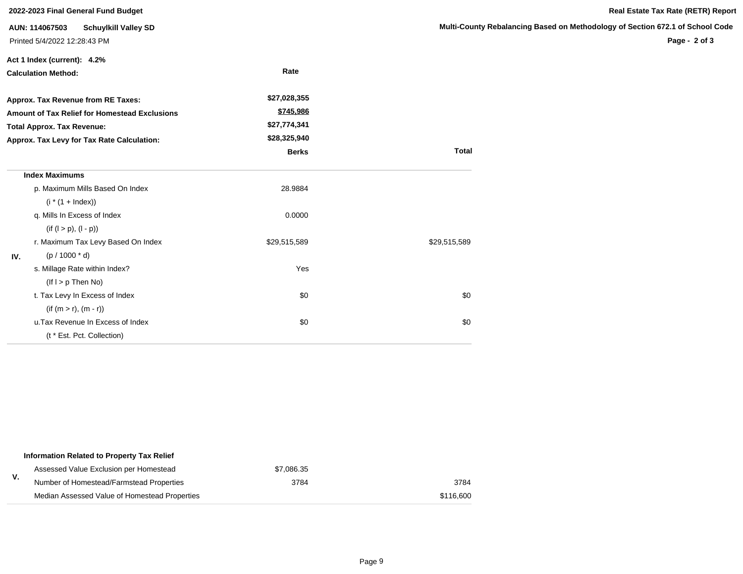**2022-2023 Final General Fund Budget**

**Real Estate Tax Rate (RETR) Report**

**AUN: 114067503 Schuylkill Valley SD**

**Multi-County Rebalancing Based on Methodology of Section 672.1 of School Code**

Printed 5/4/2022 12:28:43 PM

**Act 1 Index (current): 4.2%**

**Calculation Method:** **Rate**

| | |
|---|---|
| **Approx. Tax Revenue from RE Taxes:** | **$27,028,355** |
| **Amount of Tax Relief for Homestead Exclusions** | **$745,986** |
| **Total Approx. Tax Revenue:** | **$27,774,341** |
| **Approx. Tax Levy for Tax Rate Calculation:** | **$28,325,940** |

| | | **Berks** | **Total** |
|---|---|---|---|
| | **Index Maximums** | | |
| | p. Maximum Mills Based On Index | 28.9884 | |
| | (i * (1 + Index)) | | |
| | q. Mills In Excess of Index | 0.0000 | |
| | (if (l > p), (l - p)) | | |
| | r. Maximum Tax Levy Based On Index | $29,515,589 | $29,515,589 |
| IV. | (p / 1000 * d) | | |
| | s. Millage Rate within Index? | Yes | |
| | (If l > p Then No) | | |
| | t. Tax Levy In Excess of Index | $0 | $0 |
| | (if (m > r), (m - r)) | | |
| | u.Tax Revenue In Excess of Index | $0 | $0 |
| | (t * Est. Pct. Collection) | | |

| | | | |
|---|---|---|---|
| | **Information Related to Property Tax Relief** | | |
| V. | Assessed Value Exclusion per Homestead | $7,086.35 | |
| | Number of Homestead/Farmstead Properties | 3784 | 3784 |
| | Median Assessed Value of Homestead Properties | | $116,600 |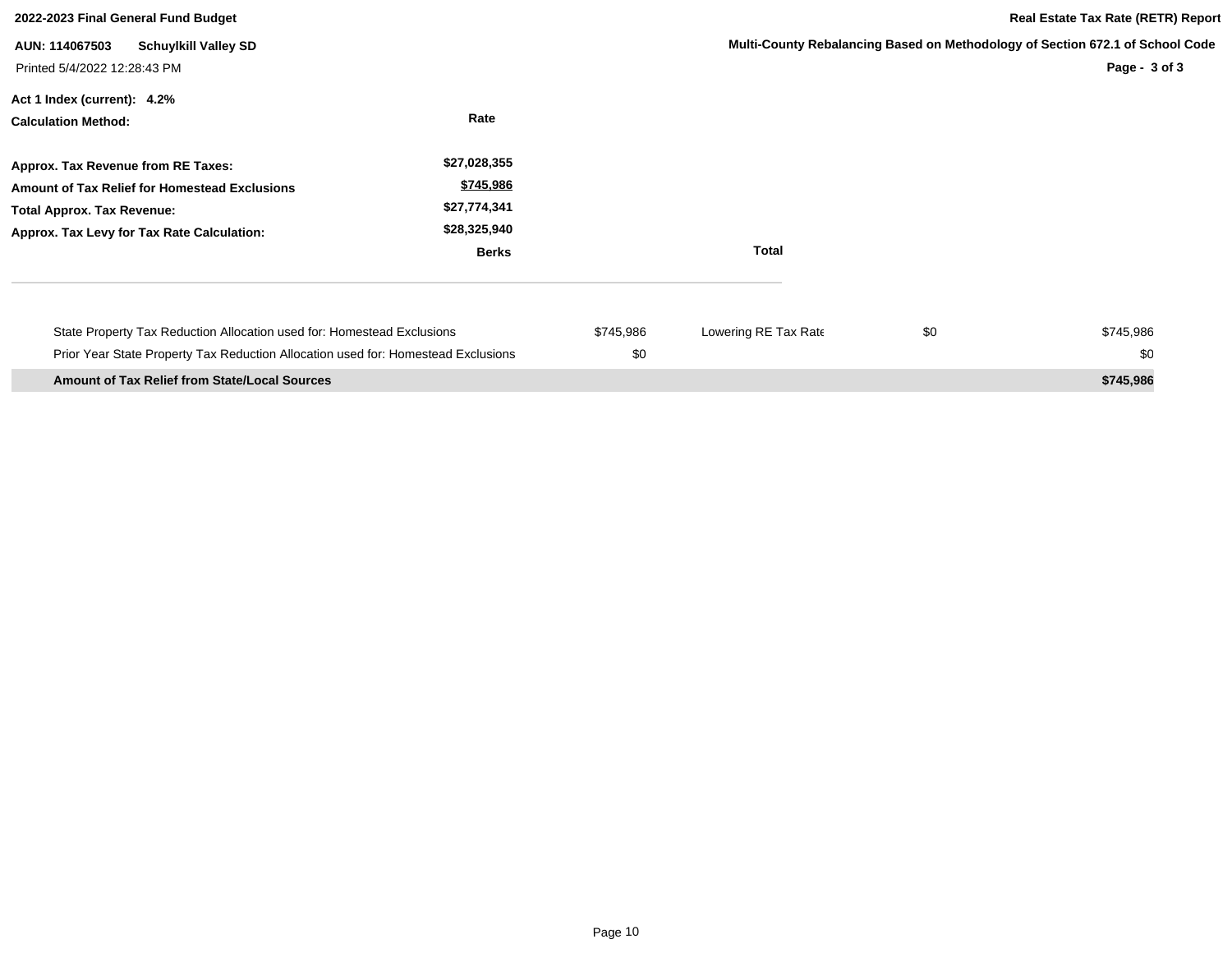**2022-2023 Final General Fund Budget**

**Real Estate Tax Rate (RETR) Report**

**AUN: 114067503 Schuylkill Valley SD**

**Multi-County Rebalancing Based on Methodology of Section 672.1 of School Code**

Printed 5/4/2022 12:28:43 PM

**Act 1 Index (current): 4.2%**

| **Calculation Method:** | **Rate** | |
|---|---|---|
| **Approx. Tax Revenue from RE Taxes:** | **$27,028,355** | |
| **Amount of Tax Relief for Homestead Exclusions** | **$745,986** | |
| **Total Approx. Tax Revenue:** | **$27,774,341** | |
| **Approx. Tax Levy for Tax Rate Calculation:** | **$28,325,940** | |
| | **Berks** | **Total** |

| | | | | |
|---|---|---|---|---|
| State Property Tax Reduction Allocation used for: Homestead Exclusions | $745,986 | Lowering RE Tax Rate | $0 | $745,986 |
| Prior Year State Property Tax Reduction Allocation used for: Homestead Exclusions | $0 | | | $0 |
| **Amount of Tax Relief from State/Local Sources** | | | | **$745,986** |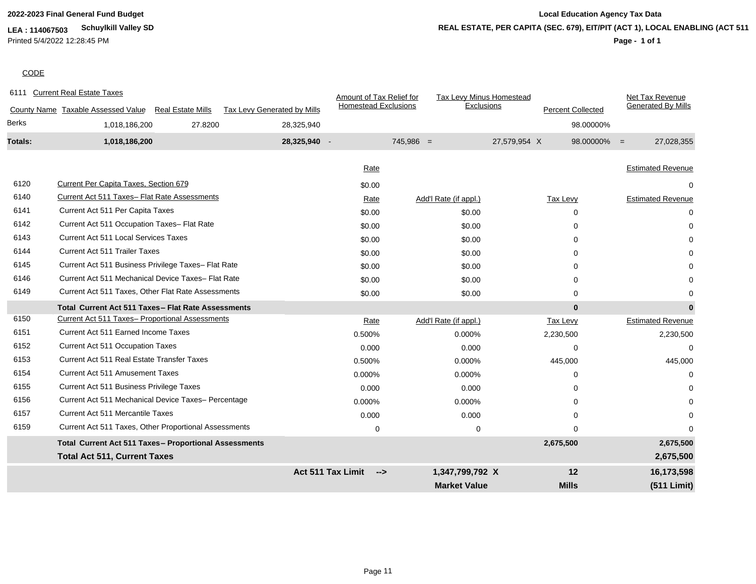**2022-2023 Final General Fund Budget**

**LEA : 114067503 Schuylkill Valley SD**

Printed 5/4/2022 12:28:45 PM

**Local Education Agency Tax Data**

**REAL ESTATE, PER CAPITA (SEC. 679), EIT/PIT (ACT 1), LOCAL ENABLING (ACT 511**

CODE

6111 Current Real Estate Taxes

| County Name | Taxable Assessed Value | Real Estate Mills | Tax Levy Generated by Mills | | Amount of Tax Relief for Homestead Exclusions | | Tax Levy Minus Homestead Exclusions | | Percent Collected | | Net Tax Revenue Generated By Mills |
|---|---|---|---|---|---|---|---|---|---|---|---|
| Berks | 1,018,186,200 | 27.8200 | 28,325,940 | | | | | | 98.00000% | | |
| **Totals:** | **1,018,186,200** | | **28,325,940** | - | 745,986 | = | 27,579,954 | X | 98.00000% | = | 27,028,355 |

| Code | Description | Rate | Add'l Rate (if appl.) | Tax Levy | Estimated Revenue |
|---|---|---|---|---|---|
| 6120 | Current Per Capita Taxes, Section 679 | $0.00 | | | 0 |
| 6140 | Current Act 511 Taxes– Flat Rate Assessments | Rate | Add'l Rate (if appl.) | Tax Levy | Estimated Revenue |
| 6141 | Current Act 511 Per Capita Taxes | $0.00 | $0.00 | 0 | 0 |
| 6142 | Current Act 511 Occupation Taxes– Flat Rate | $0.00 | $0.00 | 0 | 0 |
| 6143 | Current Act 511 Local Services Taxes | $0.00 | $0.00 | 0 | 0 |
| 6144 | Current Act 511 Trailer Taxes | $0.00 | $0.00 | 0 | 0 |
| 6145 | Current Act 511 Business Privilege Taxes– Flat Rate | $0.00 | $0.00 | 0 | 0 |
| 6146 | Current Act 511 Mechanical Device Taxes– Flat Rate | $0.00 | $0.00 | 0 | 0 |
| 6149 | Current Act 511 Taxes, Other Flat Rate Assessments | $0.00 | $0.00 | 0 | 0 |
| | **Total Current Act 511 Taxes – Flat Rate Assessments** | | | **0** | **0** |
| 6150 | Current Act 511 Taxes– Proportional Assessments | Rate | Add'l Rate (if appl.) | Tax Levy | Estimated Revenue |
| 6151 | Current Act 511 Earned Income Taxes | 0.500% | 0.000% | 2,230,500 | 2,230,500 |
| 6152 | Current Act 511 Occupation Taxes | 0.000 | 0.000 | 0 | 0 |
| 6153 | Current Act 511 Real Estate Transfer Taxes | 0.500% | 0.000% | 445,000 | 445,000 |
| 6154 | Current Act 511 Amusement Taxes | 0.000% | 0.000% | 0 | 0 |
| 6155 | Current Act 511 Business Privilege Taxes | 0.000 | 0.000 | 0 | 0 |
| 6156 | Current Act 511 Mechanical Device Taxes– Percentage | 0.000% | 0.000% | 0 | 0 |
| 6157 | Current Act 511 Mercantile Taxes | 0.000 | 0.000 | 0 | 0 |
| 6159 | Current Act 511 Taxes, Other Proportional Assessments | 0 | 0 | 0 | 0 |
| | **Total Current Act 511 Taxes – Proportional Assessments** | | | **2,675,500** | **2,675,500** |
| | **Total Act 511, Current Taxes** | | | | **2,675,500** |
| | | **Act 511 Tax Limit -->** | **1,347,799,792 X** | **12** | **16,173,598** |
| | | | **Market Value** | **Mills** | **(511 Limit)** |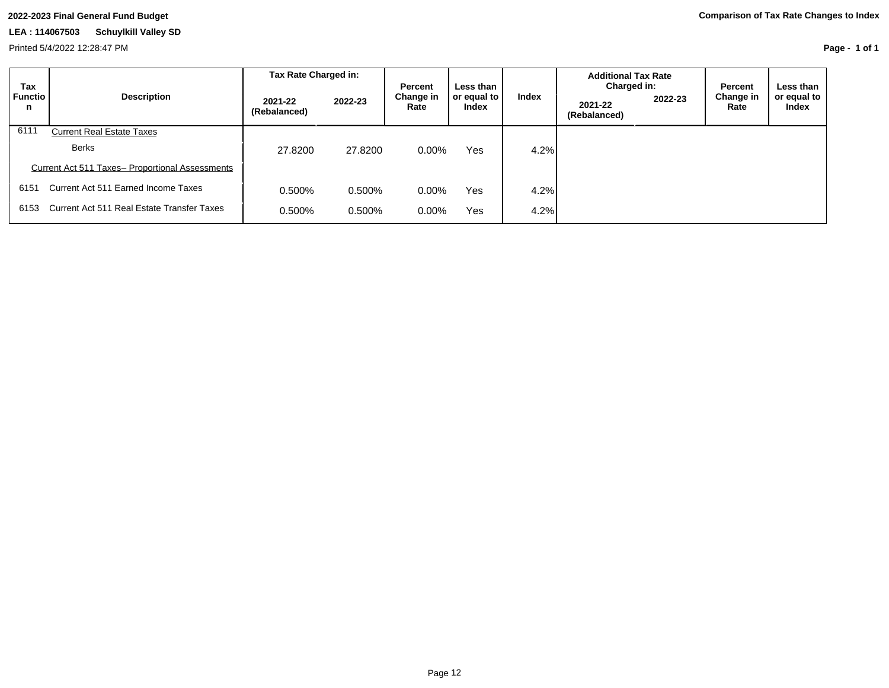**2022-2023 Final General Fund Budget**

**LEA : 114067503 Schuylkill Valley SD**

Printed 5/4/2022 12:28:47 PM

**Comparison of Tax Rate Changes to Index**

| Tax Function | Description | Tax Rate Charged in: 2021-22 (Rebalanced) | Tax Rate Charged in: 2022-23 | Percent Change in Rate | Less than or equal to Index | Index | Additional Tax Rate Charged in: 2021-22 (Rebalanced) | Additional Tax Rate Charged in: 2022-23 | Percent Change in Rate | Less than or equal to Index |
|---|---|---|---|---|---|---|---|---|---|---|
| 6111 | Current Real Estate Taxes | | | | | | | | | |
| | Berks | 27.8200 | 27.8200 | 0.00% | Yes | 4.2% | | | | |
| | Current Act 511 Taxes– Proportional Assessments | | | | | | | | | |
| 6151 | Current Act 511 Earned Income Taxes | 0.500% | 0.500% | 0.00% | Yes | 4.2% | | | | |
| 6153 | Current Act 511 Real Estate Transfer Taxes | 0.500% | 0.500% | 0.00% | Yes | 4.2% | | | | |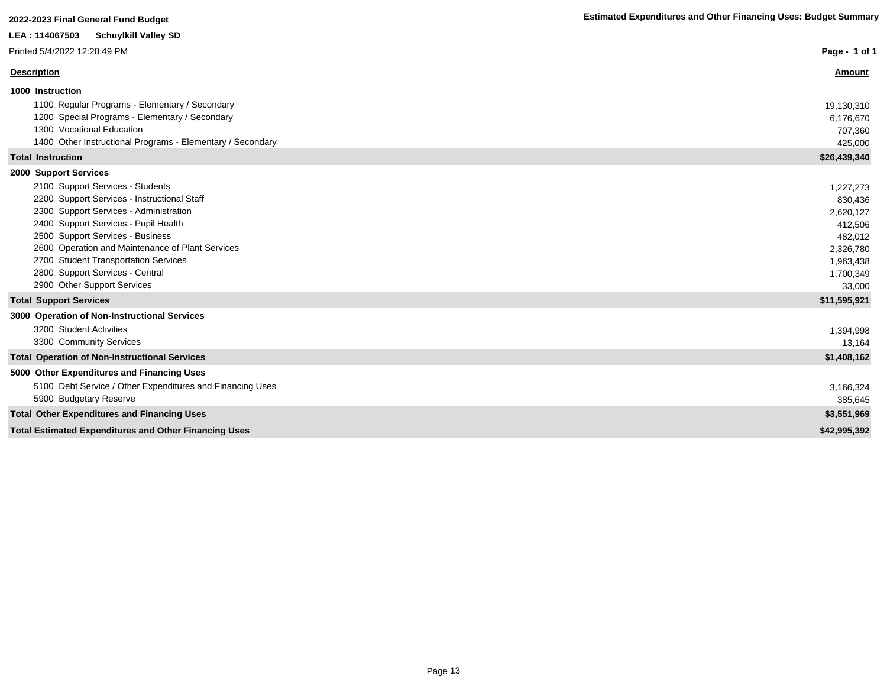**2022-2023 Final General Fund Budget**

**Estimated Expenditures and Other Financing Uses: Budget Summary**

**LEA : 114067503 Schuylkill Valley SD**

Printed 5/4/2022 12:28:49 PM

| Description | Amount |
|---|---|
| **1000 Instruction** | |
| 1100 Regular Programs - Elementary / Secondary | 19,130,310 |
| 1200 Special Programs - Elementary / Secondary | 6,176,670 |
| 1300 Vocational Education | 707,360 |
| 1400 Other Instructional Programs - Elementary / Secondary | 425,000 |
| **Total Instruction** | **$26,439,340** |
| **2000 Support Services** | |
| 2100 Support Services - Students | 1,227,273 |
| 2200 Support Services - Instructional Staff | 830,436 |
| 2300 Support Services - Administration | 2,620,127 |
| 2400 Support Services - Pupil Health | 412,506 |
| 2500 Support Services - Business | 482,012 |
| 2600 Operation and Maintenance of Plant Services | 2,326,780 |
| 2700 Student Transportation Services | 1,963,438 |
| 2800 Support Services - Central | 1,700,349 |
| 2900 Other Support Services | 33,000 |
| **Total Support Services** | **$11,595,921** |
| **3000 Operation of Non-Instructional Services** | |
| 3200 Student Activities | 1,394,998 |
| 3300 Community Services | 13,164 |
| **Total Operation of Non-Instructional Services** | **$1,408,162** |
| **5000 Other Expenditures and Financing Uses** | |
| 5100 Debt Service / Other Expenditures and Financing Uses | 3,166,324 |
| 5900 Budgetary Reserve | 385,645 |
| **Total Other Expenditures and Financing Uses** | **$3,551,969** |
| **Total Estimated Expenditures and Other Financing Uses** | **$42,995,392** |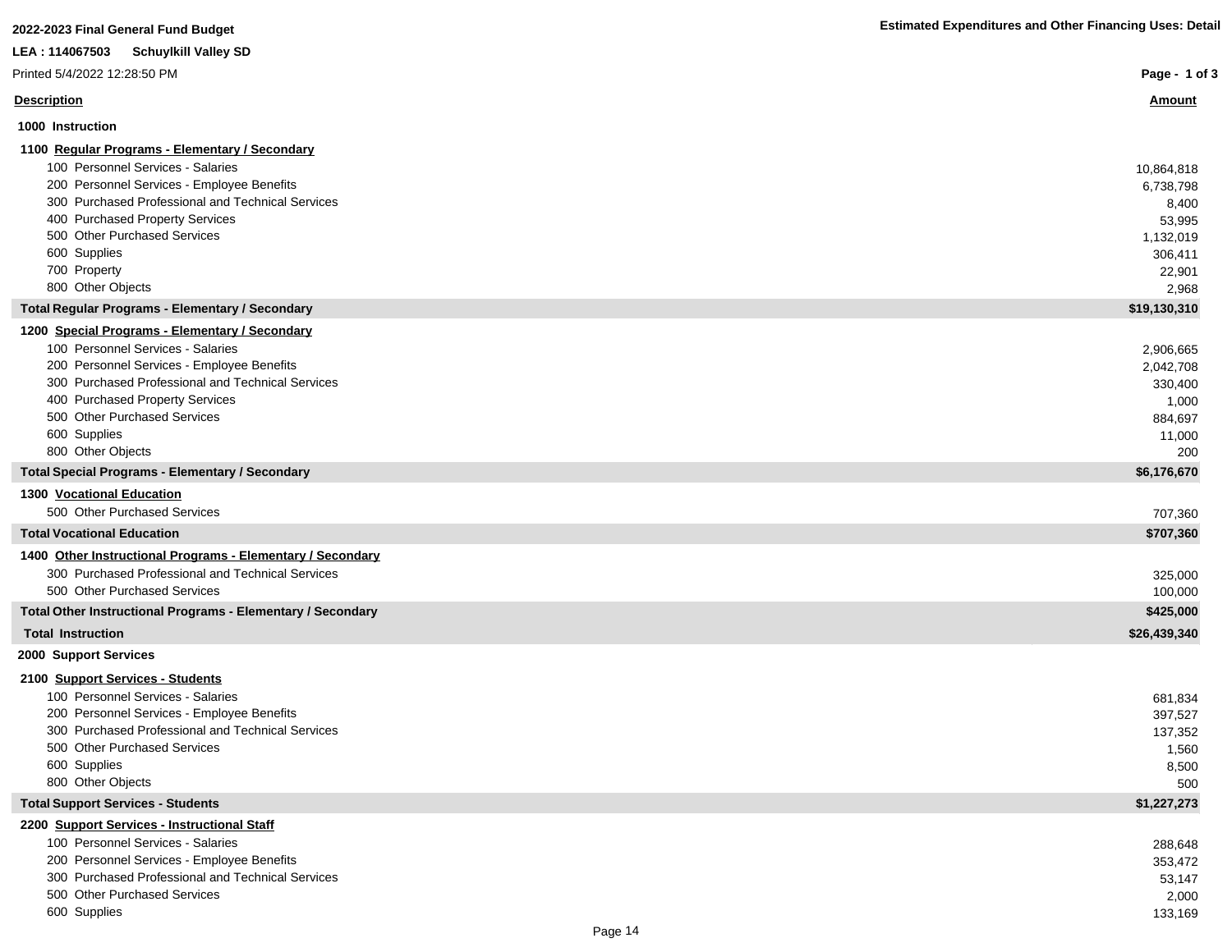**2022-2023 Final General Fund Budget**

**Estimated Expenditures and Other Financing Uses: Detail**

**LEA : 114067503 Schuylkill Valley SD**

Printed 5/4/2022 12:28:50 PM

| Description | Amount |
|---|---|
| **1000 Instruction** | |
| **1100 Regular Programs - Elementary / Secondary** | |
| 100 Personnel Services - Salaries | 10,864,818 |
| 200 Personnel Services - Employee Benefits | 6,738,798 |
| 300 Purchased Professional and Technical Services | 8,400 |
| 400 Purchased Property Services | 53,995 |
| 500 Other Purchased Services | 1,132,019 |
| 600 Supplies | 306,411 |
| 700 Property | 22,901 |
| 800 Other Objects | 2,968 |
| **Total Regular Programs - Elementary / Secondary** | **$19,130,310** |
| **1200 Special Programs - Elementary / Secondary** | |
| 100 Personnel Services - Salaries | 2,906,665 |
| 200 Personnel Services - Employee Benefits | 2,042,708 |
| 300 Purchased Professional and Technical Services | 330,400 |
| 400 Purchased Property Services | 1,000 |
| 500 Other Purchased Services | 884,697 |
| 600 Supplies | 11,000 |
| 800 Other Objects | 200 |
| **Total Special Programs - Elementary / Secondary** | **$6,176,670** |
| **1300 Vocational Education** | |
| 500 Other Purchased Services | 707,360 |
| **Total Vocational Education** | **$707,360** |
| **1400 Other Instructional Programs - Elementary / Secondary** | |
| 300 Purchased Professional and Technical Services | 325,000 |
| 500 Other Purchased Services | 100,000 |
| **Total Other Instructional Programs - Elementary / Secondary** | **$425,000** |
| **Total Instruction** | **$26,439,340** |
| **2000 Support Services** | |
| **2100 Support Services - Students** | |
| 100 Personnel Services - Salaries | 681,834 |
| 200 Personnel Services - Employee Benefits | 397,527 |
| 300 Purchased Professional and Technical Services | 137,352 |
| 500 Other Purchased Services | 1,560 |
| 600 Supplies | 8,500 |
| 800 Other Objects | 500 |
| **Total Support Services - Students** | **$1,227,273** |
| **2200 Support Services - Instructional Staff** | |
| 100 Personnel Services - Salaries | 288,648 |
| 200 Personnel Services - Employee Benefits | 353,472 |
| 300 Purchased Professional and Technical Services | 53,147 |
| 500 Other Purchased Services | 2,000 |
| 600 Supplies | 133,169 |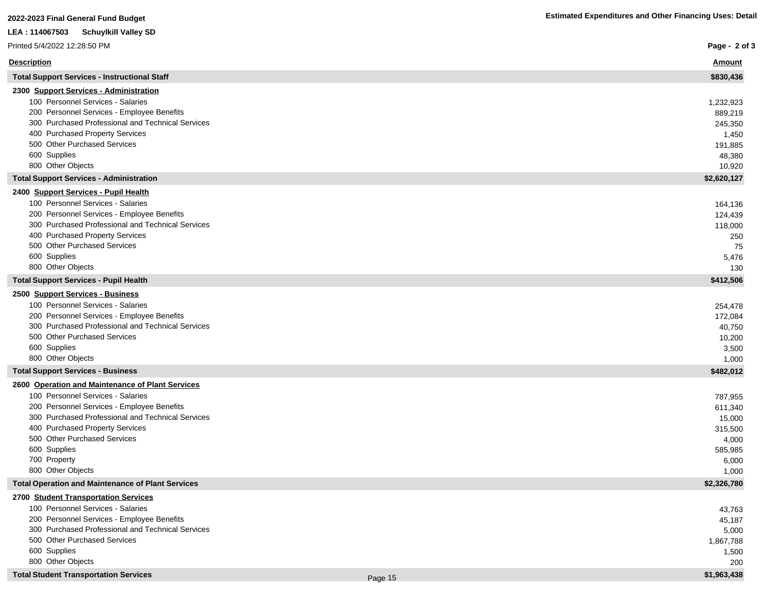**2022-2023 Final General Fund Budget**

**LEA : 114067503 Schuylkill Valley SD**

Printed 5/4/2022 12:28:50 PM

**Estimated Expenditures and Other Financing Uses: Detail**

| Description | Amount |
|---|---|
| **Total Support Services - Instructional Staff** | **$830,436** |
| **2300 Support Services - Administration** | |
| 100 Personnel Services - Salaries | 1,232,923 |
| 200 Personnel Services - Employee Benefits | 889,219 |
| 300 Purchased Professional and Technical Services | 245,350 |
| 400 Purchased Property Services | 1,450 |
| 500 Other Purchased Services | 191,885 |
| 600 Supplies | 48,380 |
| 800 Other Objects | 10,920 |
| **Total Support Services - Administration** | **$2,620,127** |
| **2400 Support Services - Pupil Health** | |
| 100 Personnel Services - Salaries | 164,136 |
| 200 Personnel Services - Employee Benefits | 124,439 |
| 300 Purchased Professional and Technical Services | 118,000 |
| 400 Purchased Property Services | 250 |
| 500 Other Purchased Services | 75 |
| 600 Supplies | 5,476 |
| 800 Other Objects | 130 |
| **Total Support Services - Pupil Health** | **$412,506** |
| **2500 Support Services - Business** | |
| 100 Personnel Services - Salaries | 254,478 |
| 200 Personnel Services - Employee Benefits | 172,084 |
| 300 Purchased Professional and Technical Services | 40,750 |
| 500 Other Purchased Services | 10,200 |
| 600 Supplies | 3,500 |
| 800 Other Objects | 1,000 |
| **Total Support Services - Business** | **$482,012** |
| **2600 Operation and Maintenance of Plant Services** | |
| 100 Personnel Services - Salaries | 787,955 |
| 200 Personnel Services - Employee Benefits | 611,340 |
| 300 Purchased Professional and Technical Services | 15,000 |
| 400 Purchased Property Services | 315,500 |
| 500 Other Purchased Services | 4,000 |
| 600 Supplies | 585,985 |
| 700 Property | 6,000 |
| 800 Other Objects | 1,000 |
| **Total Operation and Maintenance of Plant Services** | **$2,326,780** |
| **2700 Student Transportation Services** | |
| 100 Personnel Services - Salaries | 43,763 |
| 200 Personnel Services - Employee Benefits | 45,187 |
| 300 Purchased Professional and Technical Services | 5,000 |
| 500 Other Purchased Services | 1,867,788 |
| 600 Supplies | 1,500 |
| 800 Other Objects | 200 |
| **Total Student Transportation Services** | **$1,963,438** |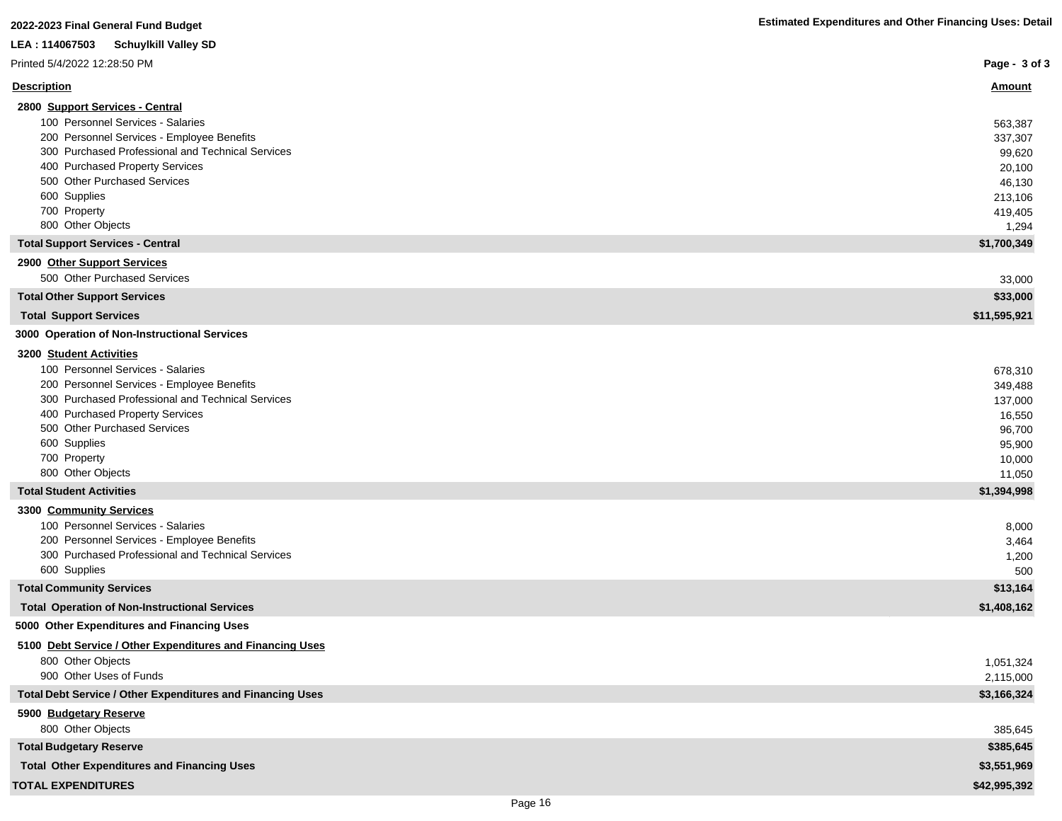**2022-2023 Final General Fund Budget**

**Estimated Expenditures and Other Financing Uses: Detail**

**LEA : 114067503 Schuylkill Valley SD**

Printed 5/4/2022 12:28:50 PM

| Description | Amount |
|---|---|
| **2800 Support Services - Central** | |
| 100 Personnel Services - Salaries | 563,387 |
| 200 Personnel Services - Employee Benefits | 337,307 |
| 300 Purchased Professional and Technical Services | 99,620 |
| 400 Purchased Property Services | 20,100 |
| 500 Other Purchased Services | 46,130 |
| 600 Supplies | 213,106 |
| 700 Property | 419,405 |
| 800 Other Objects | 1,294 |
| **Total Support Services - Central** | **$1,700,349** |
| **2900 Other Support Services** | |
| 500 Other Purchased Services | 33,000 |
| **Total Other Support Services** | **$33,000** |
| **Total Support Services** | **$11,595,921** |
| **3000 Operation of Non-Instructional Services** | |
| **3200 Student Activities** | |
| 100 Personnel Services - Salaries | 678,310 |
| 200 Personnel Services - Employee Benefits | 349,488 |
| 300 Purchased Professional and Technical Services | 137,000 |
| 400 Purchased Property Services | 16,550 |
| 500 Other Purchased Services | 96,700 |
| 600 Supplies | 95,900 |
| 700 Property | 10,000 |
| 800 Other Objects | 11,050 |
| **Total Student Activities** | **$1,394,998** |
| **3300 Community Services** | |
| 100 Personnel Services - Salaries | 8,000 |
| 200 Personnel Services - Employee Benefits | 3,464 |
| 300 Purchased Professional and Technical Services | 1,200 |
| 600 Supplies | 500 |
| **Total Community Services** | **$13,164** |
| **Total Operation of Non-Instructional Services** | **$1,408,162** |
| **5000 Other Expenditures and Financing Uses** | |
| **5100 Debt Service / Other Expenditures and Financing Uses** | |
| 800 Other Objects | 1,051,324 |
| 900 Other Uses of Funds | 2,115,000 |
| **Total Debt Service / Other Expenditures and Financing Uses** | **$3,166,324** |
| **5900 Budgetary Reserve** | |
| 800 Other Objects | 385,645 |
| **Total Budgetary Reserve** | **$385,645** |
| **Total Other Expenditures and Financing Uses** | **$3,551,969** |
| **TOTAL EXPENDITURES** | **$42,995,392** |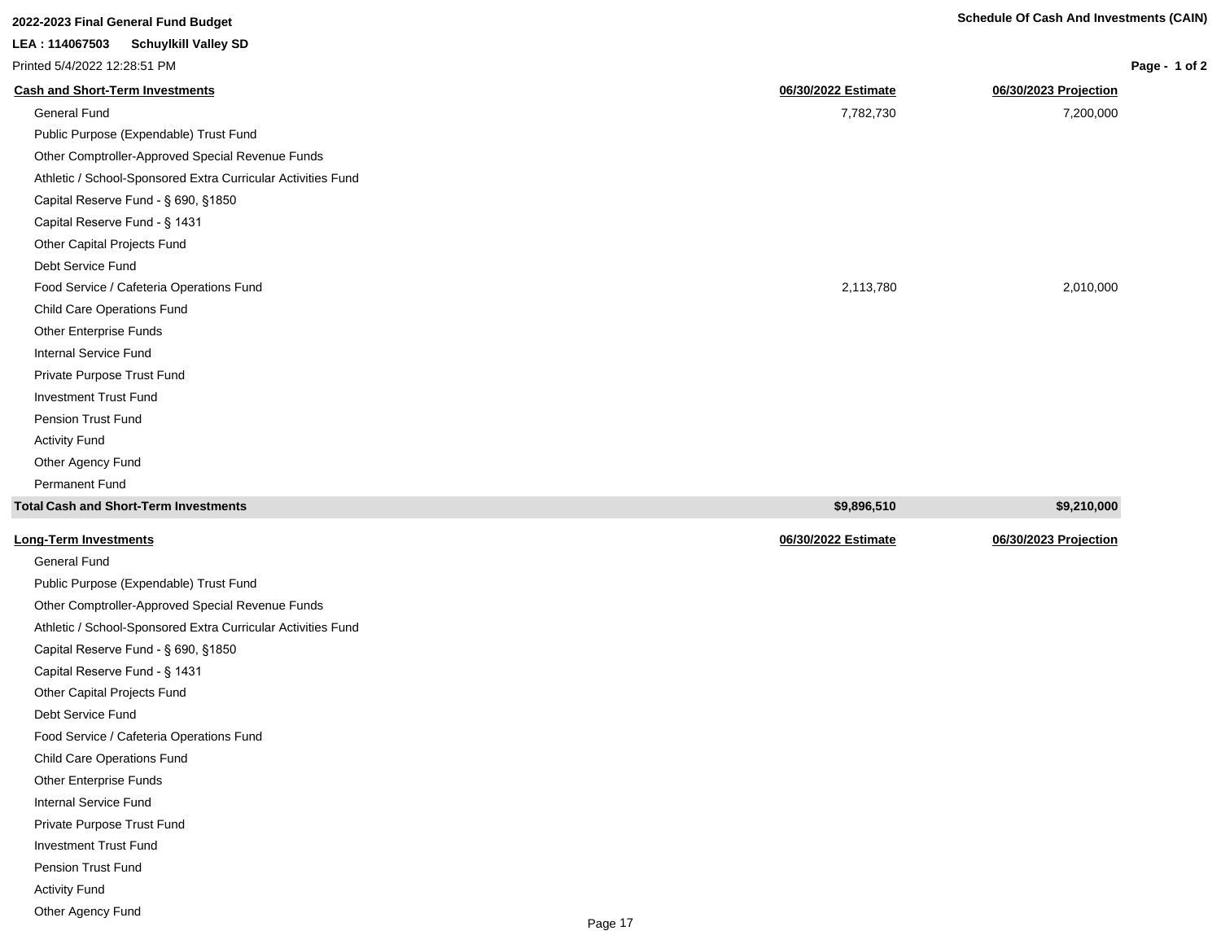**2022-2023 Final General Fund Budget**

**Schedule Of Cash And Investments (CAIN)**

**LEA : 114067503 Schuylkill Valley SD**

Printed 5/4/2022 12:28:51 PM

| Cash and Short-Term Investments | 06/30/2022 Estimate | 06/30/2023 Projection |
|---|---|---|
| General Fund | 7,782,730 | 7,200,000 |
| Public Purpose (Expendable) Trust Fund | | |
| Other Comptroller-Approved Special Revenue Funds | | |
| Athletic / School-Sponsored Extra Curricular Activities Fund | | |
| Capital Reserve Fund - § 690, §1850 | | |
| Capital Reserve Fund - § 1431 | | |
| Other Capital Projects Fund | | |
| Debt Service Fund | | |
| Food Service / Cafeteria Operations Fund | 2,113,780 | 2,010,000 |
| Child Care Operations Fund | | |
| Other Enterprise Funds | | |
| Internal Service Fund | | |
| Private Purpose Trust Fund | | |
| Investment Trust Fund | | |
| Pension Trust Fund | | |
| Activity Fund | | |
| Other Agency Fund | | |
| Permanent Fund | | |
| **Total Cash and Short-Term Investments** | **$9,896,510** | **$9,210,000** |

| Long-Term Investments | 06/30/2022 Estimate | 06/30/2023 Projection |
|---|---|---|
| General Fund | | |
| Public Purpose (Expendable) Trust Fund | | |
| Other Comptroller-Approved Special Revenue Funds | | |
| Athletic / School-Sponsored Extra Curricular Activities Fund | | |
| Capital Reserve Fund - § 690, §1850 | | |
| Capital Reserve Fund - § 1431 | | |
| Other Capital Projects Fund | | |
| Debt Service Fund | | |
| Food Service / Cafeteria Operations Fund | | |
| Child Care Operations Fund | | |
| Other Enterprise Funds | | |
| Internal Service Fund | | |
| Private Purpose Trust Fund | | |
| Investment Trust Fund | | |
| Pension Trust Fund | | |
| Activity Fund | | |
| Other Agency Fund | | |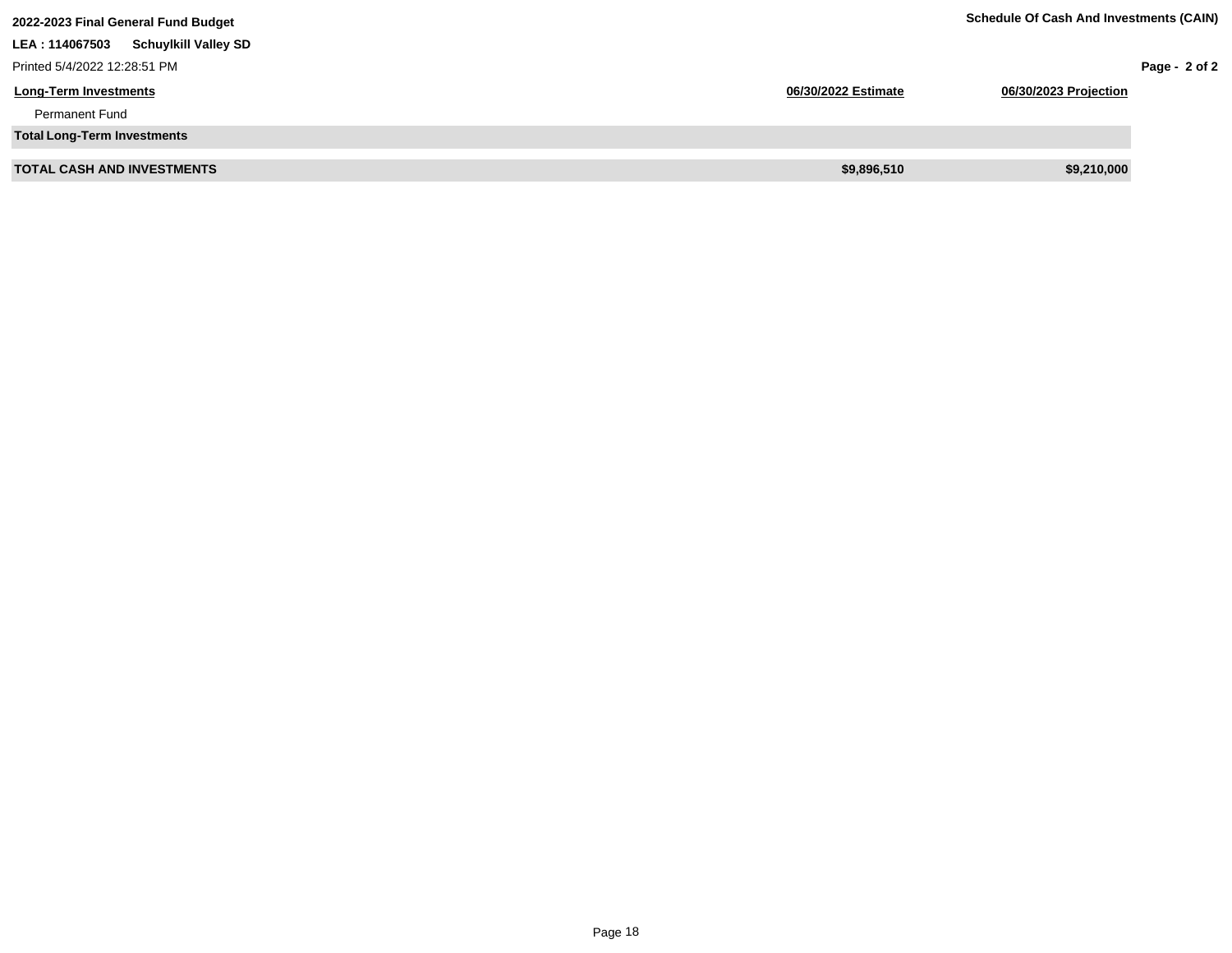**2022-2023 Final General Fund Budget**

**Schedule Of Cash And Investments (CAIN)**

**LEA : 114067503 Schuylkill Valley SD**

Printed 5/4/2022 12:28:51 PM

| Long-Term Investments | 06/30/2022 Estimate | 06/30/2023 Projection |
|---|---|---|
| Permanent Fund | | |
| **Total Long-Term Investments** | | |
| **TOTAL CASH AND INVESTMENTS** | **$9,896,510** | **$9,210,000** |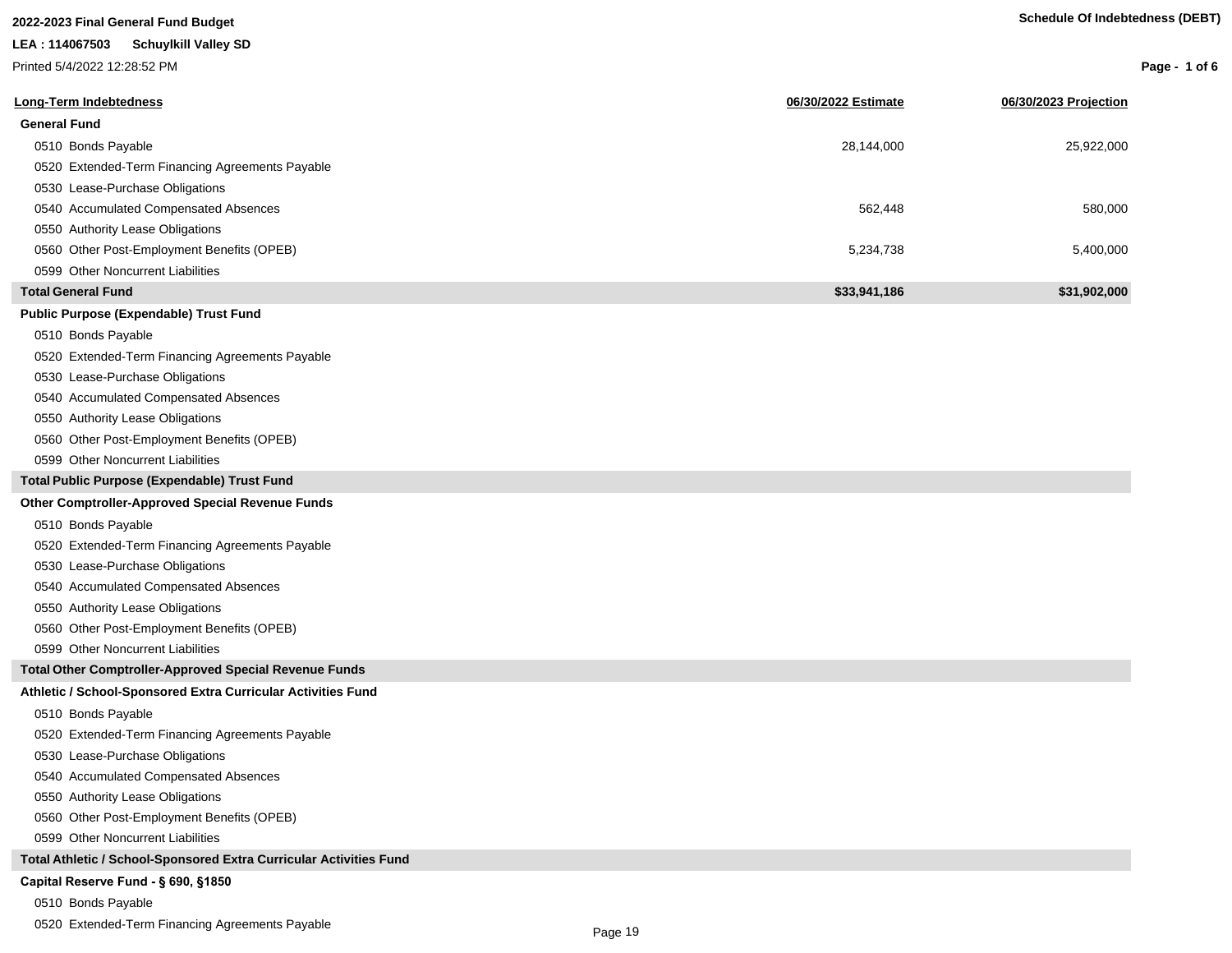**2022-2023 Final General Fund Budget**

**LEA : 114067503 Schuylkill Valley SD**

Printed 5/4/2022 12:28:52 PM

**Schedule Of Indebtedness (DEBT)**

| Long-Term Indebtedness | 06/30/2022 Estimate | 06/30/2023 Projection |
|---|---|---|
| **General Fund** | | |
| 0510 Bonds Payable | 28,144,000 | 25,922,000 |
| 0520 Extended-Term Financing Agreements Payable | | |
| 0530 Lease-Purchase Obligations | | |
| 0540 Accumulated Compensated Absences | 562,448 | 580,000 |
| 0550 Authority Lease Obligations | | |
| 0560 Other Post-Employment Benefits (OPEB) | 5,234,738 | 5,400,000 |
| 0599 Other Noncurrent Liabilities | | |
| **Total General Fund** | **$33,941,186** | **$31,902,000** |
| **Public Purpose (Expendable) Trust Fund** | | |
| 0510 Bonds Payable | | |
| 0520 Extended-Term Financing Agreements Payable | | |
| 0530 Lease-Purchase Obligations | | |
| 0540 Accumulated Compensated Absences | | |
| 0550 Authority Lease Obligations | | |
| 0560 Other Post-Employment Benefits (OPEB) | | |
| 0599 Other Noncurrent Liabilities | | |
| **Total Public Purpose (Expendable) Trust Fund** | | |
| **Other Comptroller-Approved Special Revenue Funds** | | |
| 0510 Bonds Payable | | |
| 0520 Extended-Term Financing Agreements Payable | | |
| 0530 Lease-Purchase Obligations | | |
| 0540 Accumulated Compensated Absences | | |
| 0550 Authority Lease Obligations | | |
| 0560 Other Post-Employment Benefits (OPEB) | | |
| 0599 Other Noncurrent Liabilities | | |
| **Total Other Comptroller-Approved Special Revenue Funds** | | |
| **Athletic / School-Sponsored Extra Curricular Activities Fund** | | |
| 0510 Bonds Payable | | |
| 0520 Extended-Term Financing Agreements Payable | | |
| 0530 Lease-Purchase Obligations | | |
| 0540 Accumulated Compensated Absences | | |
| 0550 Authority Lease Obligations | | |
| 0560 Other Post-Employment Benefits (OPEB) | | |
| 0599 Other Noncurrent Liabilities | | |
| **Total Athletic / School-Sponsored Extra Curricular Activities Fund** | | |
| **Capital Reserve Fund - § 690, §1850** | | |
| 0510 Bonds Payable | | |
| 0520 Extended-Term Financing Agreements Payable | | |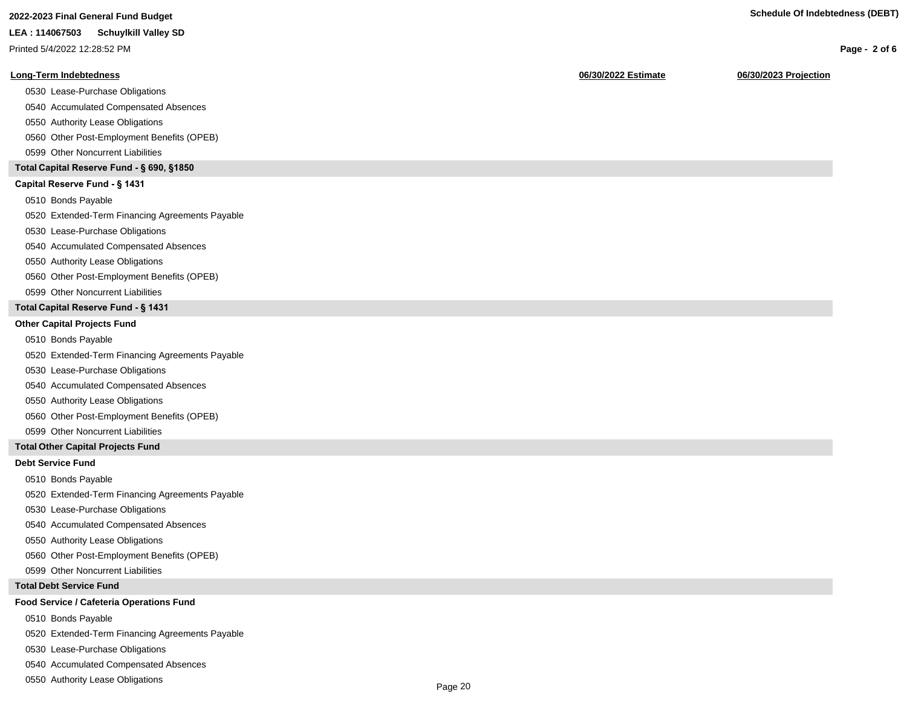| Long-Term Indebtedness | 06/30/2022 Estimate | 06/30/2023 Projection |
|---|---|---|
| 0530 Lease-Purchase Obligations | | |
| 0540 Accumulated Compensated Absences | | |
| 0550 Authority Lease Obligations | | |
| 0560 Other Post-Employment Benefits (OPEB) | | |
| 0599 Other Noncurrent Liabilities | | |
| **Total Capital Reserve Fund - § 690, §1850** | | |
| **Capital Reserve Fund - § 1431** | | |
| 0510 Bonds Payable | | |
| 0520 Extended-Term Financing Agreements Payable | | |
| 0530 Lease-Purchase Obligations | | |
| 0540 Accumulated Compensated Absences | | |
| 0550 Authority Lease Obligations | | |
| 0560 Other Post-Employment Benefits (OPEB) | | |
| 0599 Other Noncurrent Liabilities | | |
| **Total Capital Reserve Fund - § 1431** | | |
| **Other Capital Projects Fund** | | |
| 0510 Bonds Payable | | |
| 0520 Extended-Term Financing Agreements Payable | | |
| 0530 Lease-Purchase Obligations | | |
| 0540 Accumulated Compensated Absences | | |
| 0550 Authority Lease Obligations | | |
| 0560 Other Post-Employment Benefits (OPEB) | | |
| 0599 Other Noncurrent Liabilities | | |
| **Total Other Capital Projects Fund** | | |
| **Debt Service Fund** | | |
| 0510 Bonds Payable | | |
| 0520 Extended-Term Financing Agreements Payable | | |
| 0530 Lease-Purchase Obligations | | |
| 0540 Accumulated Compensated Absences | | |
| 0550 Authority Lease Obligations | | |
| 0560 Other Post-Employment Benefits (OPEB) | | |
| 0599 Other Noncurrent Liabilities | | |
| **Total Debt Service Fund** | | |
| **Food Service / Cafeteria Operations Fund** | | |
| 0510 Bonds Payable | | |
| 0520 Extended-Term Financing Agreements Payable | | |
| 0530 Lease-Purchase Obligations | | |
| 0540 Accumulated Compensated Absences | | |
| 0550 Authority Lease Obligations | | |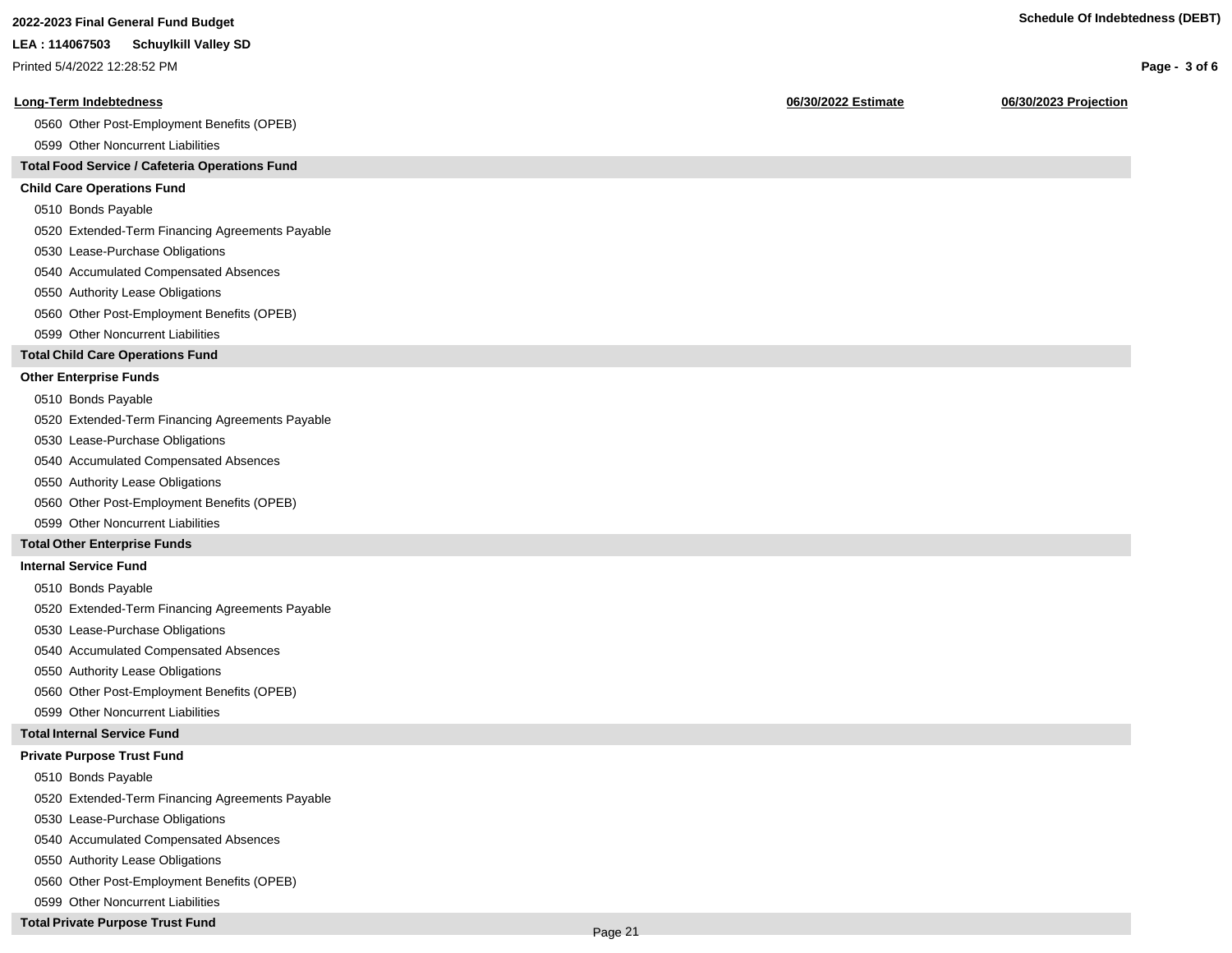| Long-Term Indebtedness | 06/30/2022 Estimate | 06/30/2023 Projection |
|---|---|---|
| 0560 Other Post-Employment Benefits (OPEB) | | |
| 0599 Other Noncurrent Liabilities | | |
| **Total Food Service / Cafeteria Operations Fund** | | |
| **Child Care Operations Fund** | | |
| 0510 Bonds Payable | | |
| 0520 Extended-Term Financing Agreements Payable | | |
| 0530 Lease-Purchase Obligations | | |
| 0540 Accumulated Compensated Absences | | |
| 0550 Authority Lease Obligations | | |
| 0560 Other Post-Employment Benefits (OPEB) | | |
| 0599 Other Noncurrent Liabilities | | |
| **Total Child Care Operations Fund** | | |
| **Other Enterprise Funds** | | |
| 0510 Bonds Payable | | |
| 0520 Extended-Term Financing Agreements Payable | | |
| 0530 Lease-Purchase Obligations | | |
| 0540 Accumulated Compensated Absences | | |
| 0550 Authority Lease Obligations | | |
| 0560 Other Post-Employment Benefits (OPEB) | | |
| 0599 Other Noncurrent Liabilities | | |
| **Total Other Enterprise Funds** | | |
| **Internal Service Fund** | | |
| 0510 Bonds Payable | | |
| 0520 Extended-Term Financing Agreements Payable | | |
| 0530 Lease-Purchase Obligations | | |
| 0540 Accumulated Compensated Absences | | |
| 0550 Authority Lease Obligations | | |
| 0560 Other Post-Employment Benefits (OPEB) | | |
| 0599 Other Noncurrent Liabilities | | |
| **Total Internal Service Fund** | | |
| **Private Purpose Trust Fund** | | |
| 0510 Bonds Payable | | |
| 0520 Extended-Term Financing Agreements Payable | | |
| 0530 Lease-Purchase Obligations | | |
| 0540 Accumulated Compensated Absences | | |
| 0550 Authority Lease Obligations | | |
| 0560 Other Post-Employment Benefits (OPEB) | | |
| 0599 Other Noncurrent Liabilities | | |
| **Total Private Purpose Trust Fund** | | |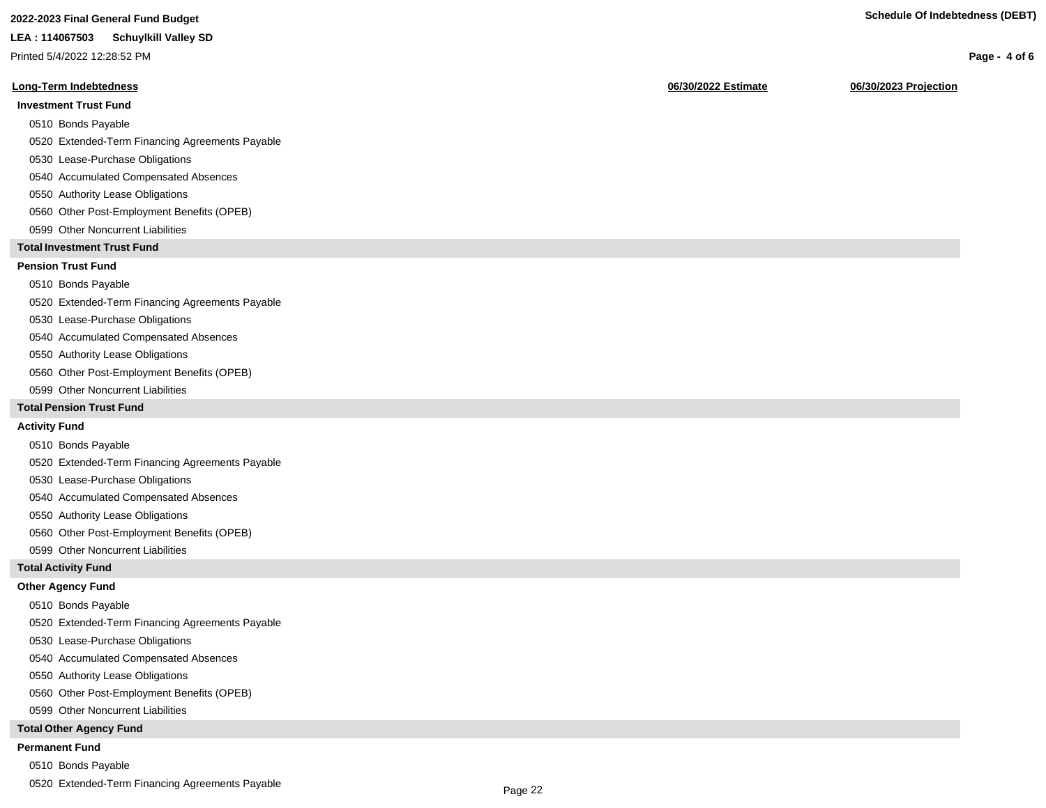**2022-2023 Final General Fund Budget**

**LEA : 114067503 Schuylkill Valley SD**

Printed 5/4/2022 12:28:52 PM

**Schedule Of Indebtedness (DEBT)**

| Long-Term Indebtedness | 06/30/2022 Estimate | 06/30/2023 Projection |
|---|---|---|
| **Investment Trust Fund** | | |
| 0510 Bonds Payable | | |
| 0520 Extended-Term Financing Agreements Payable | | |
| 0530 Lease-Purchase Obligations | | |
| 0540 Accumulated Compensated Absences | | |
| 0550 Authority Lease Obligations | | |
| 0560 Other Post-Employment Benefits (OPEB) | | |
| 0599 Other Noncurrent Liabilities | | |
| **Total Investment Trust Fund** | | |
| **Pension Trust Fund** | | |
| 0510 Bonds Payable | | |
| 0520 Extended-Term Financing Agreements Payable | | |
| 0530 Lease-Purchase Obligations | | |
| 0540 Accumulated Compensated Absences | | |
| 0550 Authority Lease Obligations | | |
| 0560 Other Post-Employment Benefits (OPEB) | | |
| 0599 Other Noncurrent Liabilities | | |
| **Total Pension Trust Fund** | | |
| **Activity Fund** | | |
| 0510 Bonds Payable | | |
| 0520 Extended-Term Financing Agreements Payable | | |
| 0530 Lease-Purchase Obligations | | |
| 0540 Accumulated Compensated Absences | | |
| 0550 Authority Lease Obligations | | |
| 0560 Other Post-Employment Benefits (OPEB) | | |
| 0599 Other Noncurrent Liabilities | | |
| **Total Activity Fund** | | |
| **Other Agency Fund** | | |
| 0510 Bonds Payable | | |
| 0520 Extended-Term Financing Agreements Payable | | |
| 0530 Lease-Purchase Obligations | | |
| 0540 Accumulated Compensated Absences | | |
| 0550 Authority Lease Obligations | | |
| 0560 Other Post-Employment Benefits (OPEB) | | |
| 0599 Other Noncurrent Liabilities | | |
| **Total Other Agency Fund** | | |
| **Permanent Fund** | | |
| 0510 Bonds Payable | | |
| 0520 Extended-Term Financing Agreements Payable | | |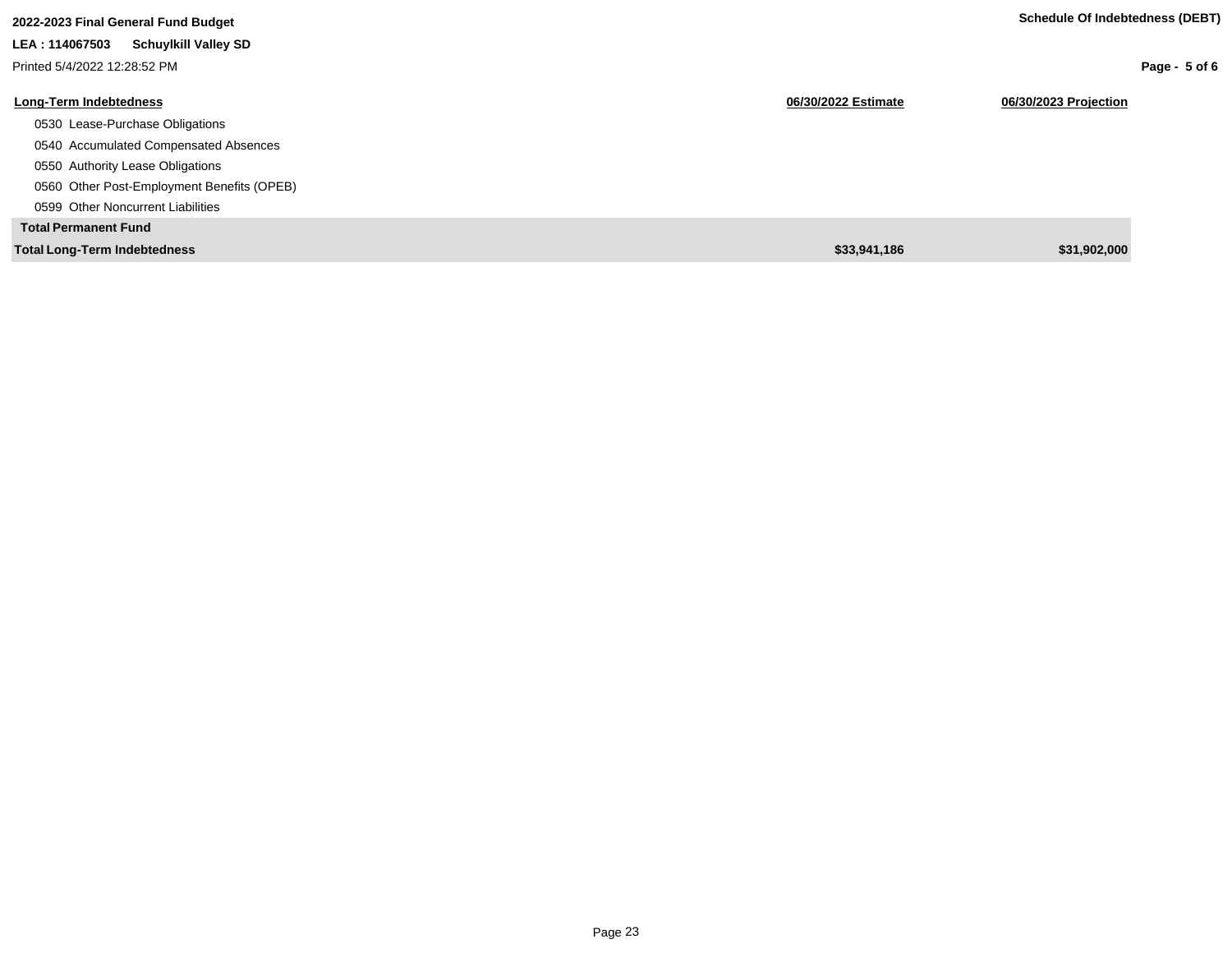**2022-2023 Final General Fund Budget**

**LEA : 114067503 Schuylkill Valley SD**

Printed 5/4/2022 12:28:52 PM

**Schedule Of Indebtedness (DEBT)**

| Long-Term Indebtedness | 06/30/2022 Estimate | 06/30/2023 Projection |
|---|---|---|
| 0530 Lease-Purchase Obligations | | |
| 0540 Accumulated Compensated Absences | | |
| 0550 Authority Lease Obligations | | |
| 0560 Other Post-Employment Benefits (OPEB) | | |
| 0599 Other Noncurrent Liabilities | | |
| **Total Permanent Fund** | | |
| **Total Long-Term Indebtedness** | **$33,941,186** | **$31,902,000** |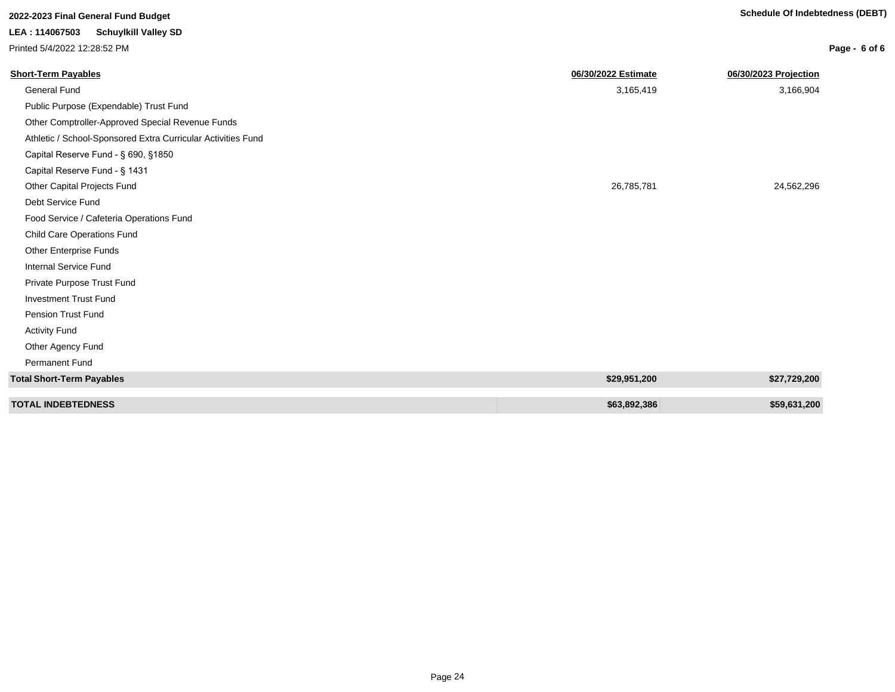**2022-2023 Final General Fund Budget**

**LEA : 114067503 Schuylkill Valley SD**

Printed 5/4/2022 12:28:52 PM

**Schedule Of Indebtedness (DEBT)**

| Short-Term Payables | 06/30/2022 Estimate | 06/30/2023 Projection |
|---|---|---|
| General Fund | 3,165,419 | 3,166,904 |
| Public Purpose (Expendable) Trust Fund | | |
| Other Comptroller-Approved Special Revenue Funds | | |
| Athletic / School-Sponsored Extra Curricular Activities Fund | | |
| Capital Reserve Fund - § 690, §1850 | | |
| Capital Reserve Fund - § 1431 | | |
| Other Capital Projects Fund | 26,785,781 | 24,562,296 |
| Debt Service Fund | | |
| Food Service / Cafeteria Operations Fund | | |
| Child Care Operations Fund | | |
| Other Enterprise Funds | | |
| Internal Service Fund | | |
| Private Purpose Trust Fund | | |
| Investment Trust Fund | | |
| Pension Trust Fund | | |
| Activity Fund | | |
| Other Agency Fund | | |
| Permanent Fund | | |
| **Total Short-Term Payables** | **$29,951,200** | **$27,729,200** |
| **TOTAL INDEBTEDNESS** | **$63,892,386** | **$59,631,200** |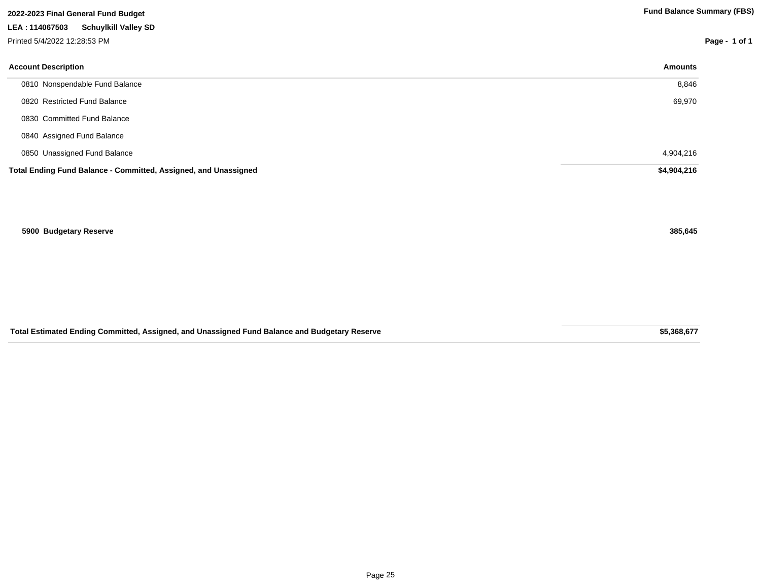**2022-2023 Final General Fund Budget**

**LEA : 114067503 Schuylkill Valley SD**

Printed 5/4/2022 12:28:53 PM

**Fund Balance Summary (FBS)**

| Account Description | Amounts |
|---|---|
| 0810 Nonspendable Fund Balance | 8,846 |
| 0820 Restricted Fund Balance | 69,970 |
| 0830 Committed Fund Balance | |
| 0840 Assigned Fund Balance | |
| 0850 Unassigned Fund Balance | 4,904,216 |
| **Total Ending Fund Balance - Committed, Assigned, and Unassigned** | **$4,904,216** |
| **5900 Budgetary Reserve** | **385,645** |
| **Total Estimated Ending Committed, Assigned, and Unassigned Fund Balance and Budgetary Reserve** | **$5,368,677** |